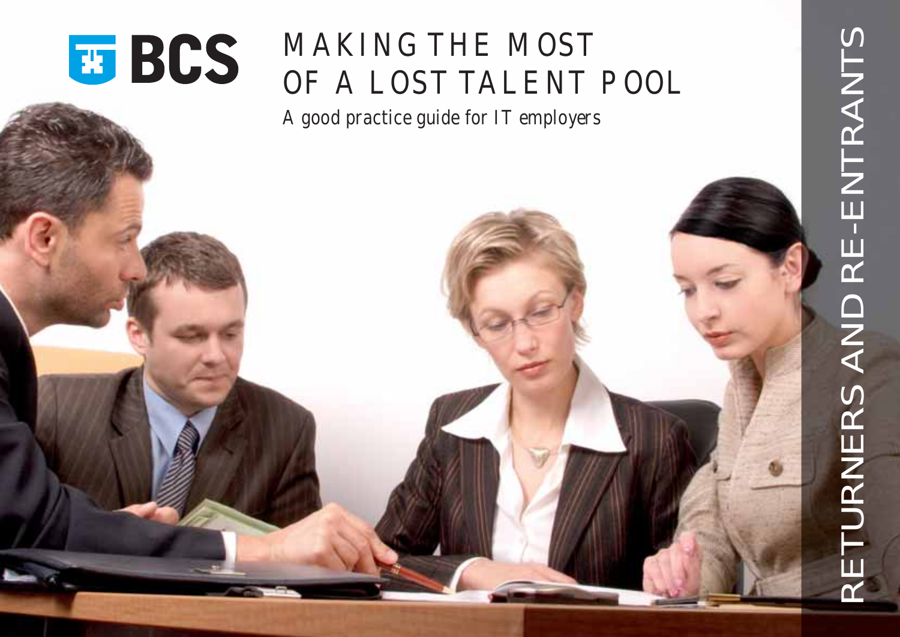BCS

# MAKING THE MOST OF A LOST TALENT POOL

A good practice guide for IT employers

RETURNERS AND RE-ENTRANTS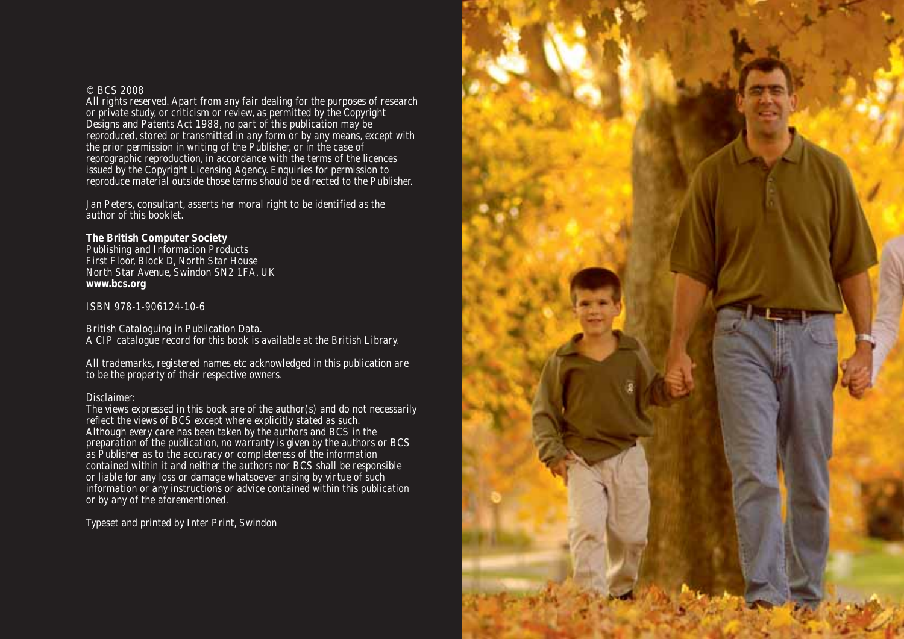© BCS 2008

All rights reserved. Apart from any fair dealing for the purposes of research or private study, or criticism or review, as permitted by the Copyright Designs and Patents Act 1988, no part of this publication may be reproduced, stored or transmitted in any form or by any means, except with the prior permission in writing of the Publisher, or in the case of reprographic reproduction, in accordance with the terms of the licences issued by the Copyright Licensing Agency. Enquiries for permission to reproduce material outside those terms should be directed to the Publisher.

Jan Peters, consultant, asserts her moral right to be identified as the author of this booklet.

**The British Computer Society**
Publishing and Information Products
First Floor, Block D, North Star House
North Star Avenue, Swindon SN2 1FA, UK
**www.bcs.org**

ISBN 978-1-906124-10-6

British Cataloguing in Publication Data.
A CIP catalogue record for this book is available at the British Library.

All trademarks, registered names etc acknowledged in this publication are to be the property of their respective owners.

Disclaimer:
The views expressed in this book are of the author(s) and do not necessarily reflect the views of BCS except where explicitly stated as such. Although every care has been taken by the authors and BCS in the preparation of the publication, no warranty is given by the authors or BCS as Publisher as to the accuracy or completeness of the information contained within it and neither the authors nor BCS shall be responsible or liable for any loss or damage whatsoever arising by virtue of such information or any instructions or advice contained within this publication or by any of the aforementioned.

Typeset and printed by Inter Print, Swindon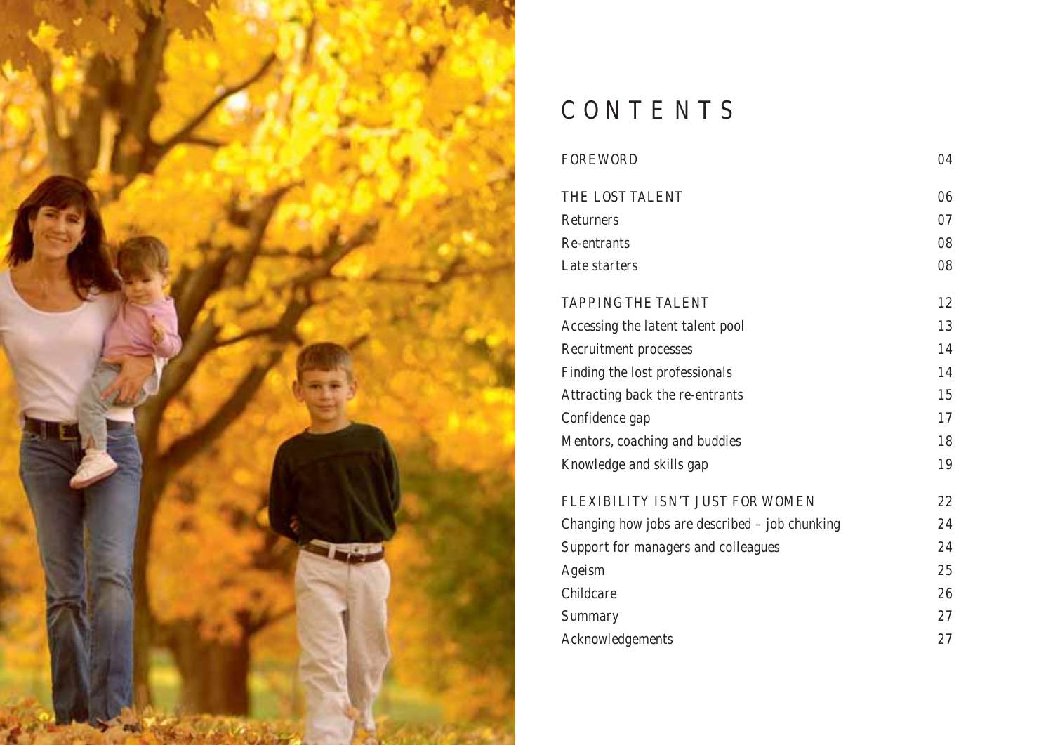# CONTENTS

| | |
|---|---|
| FOREWORD | 04 |
| THE LOST TALENT | 06 |
| Returners | 07 |
| Re-entrants | 08 |
| Late starters | 08 |
| TAPPING THE TALENT | 12 |
| Accessing the latent talent pool | 13 |
| Recruitment processes | 14 |
| Finding the lost professionals | 14 |
| Attracting back the re-entrants | 15 |
| Confidence gap | 17 |
| Mentors, coaching and buddies | 18 |
| Knowledge and skills gap | 19 |
| FLEXIBILITY ISN'T JUST FOR WOMEN | 22 |
| Changing how jobs are described – job chunking | 24 |
| Support for managers and colleagues | 24 |
| Ageism | 25 |
| Childcare | 26 |
| Summary | 27 |
| Acknowledgements | 27 |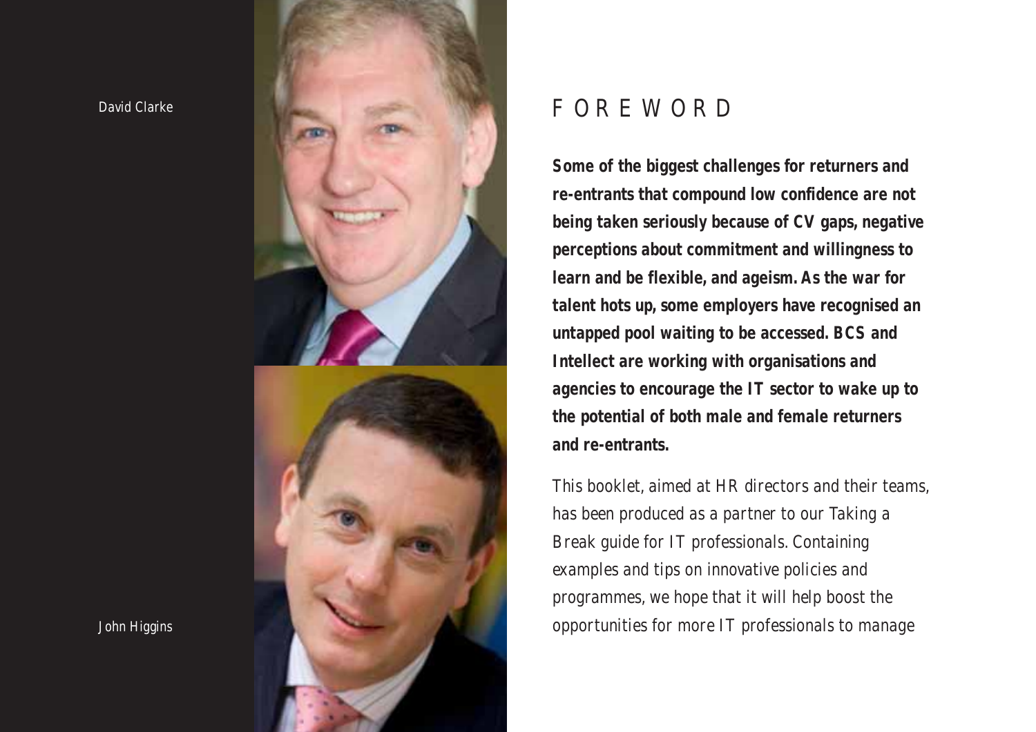David Clarke

John Higgins

# FOREWORD

**Some of the biggest challenges for returners and re-entrants that compound low confidence are not being taken seriously because of CV gaps, negative perceptions about commitment and willingness to learn and be flexible, and ageism. As the war for talent hots up, some employers have recognised an untapped pool waiting to be accessed. BCS and Intellect are working with organisations and agencies to encourage the IT sector to wake up to the potential of both male and female returners and re-entrants.**

This booklet, aimed at HR directors and their teams, has been produced as a partner to our Taking a Break guide for IT professionals. Containing examples and tips on innovative policies and programmes, we hope that it will help boost the opportunities for more IT professionals to manage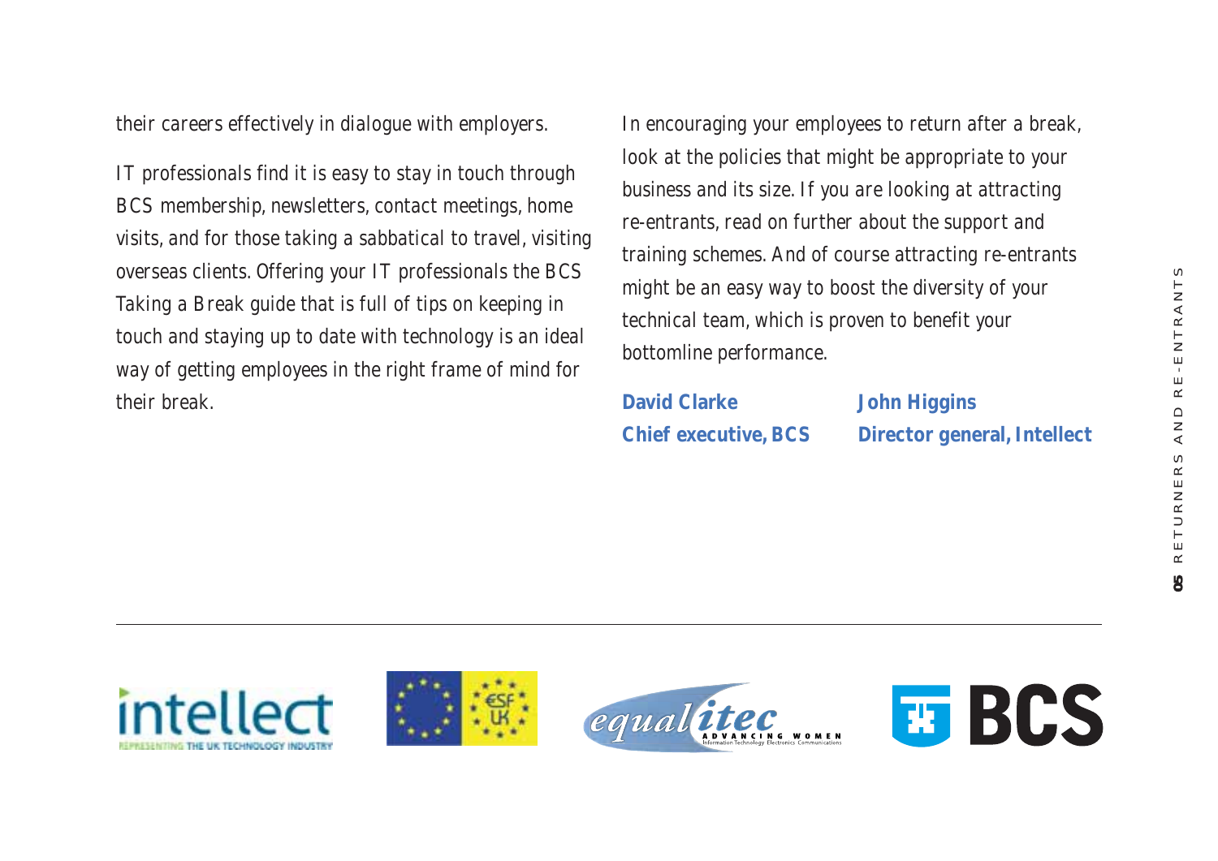their careers effectively in dialogue with employers.

IT professionals find it is easy to stay in touch through BCS membership, newsletters, contact meetings, home visits, and for those taking a sabbatical to travel, visiting overseas clients. Offering your IT professionals the BCS Taking a Break guide that is full of tips on keeping in touch and staying up to date with technology is an ideal way of getting employees in the right frame of mind for their break.

In encouraging your employees to return after a break, look at the policies that might be appropriate to your business and its size. If you are looking at attracting re-entrants, read on further about the support and training schemes. And of course attracting re-entrants might be an easy way to boost the diversity of your technical team, which is proven to benefit your bottomline performance.

**David Clarke**
**Chief executive, BCS**

**John Higgins**
**Director general, Intellect**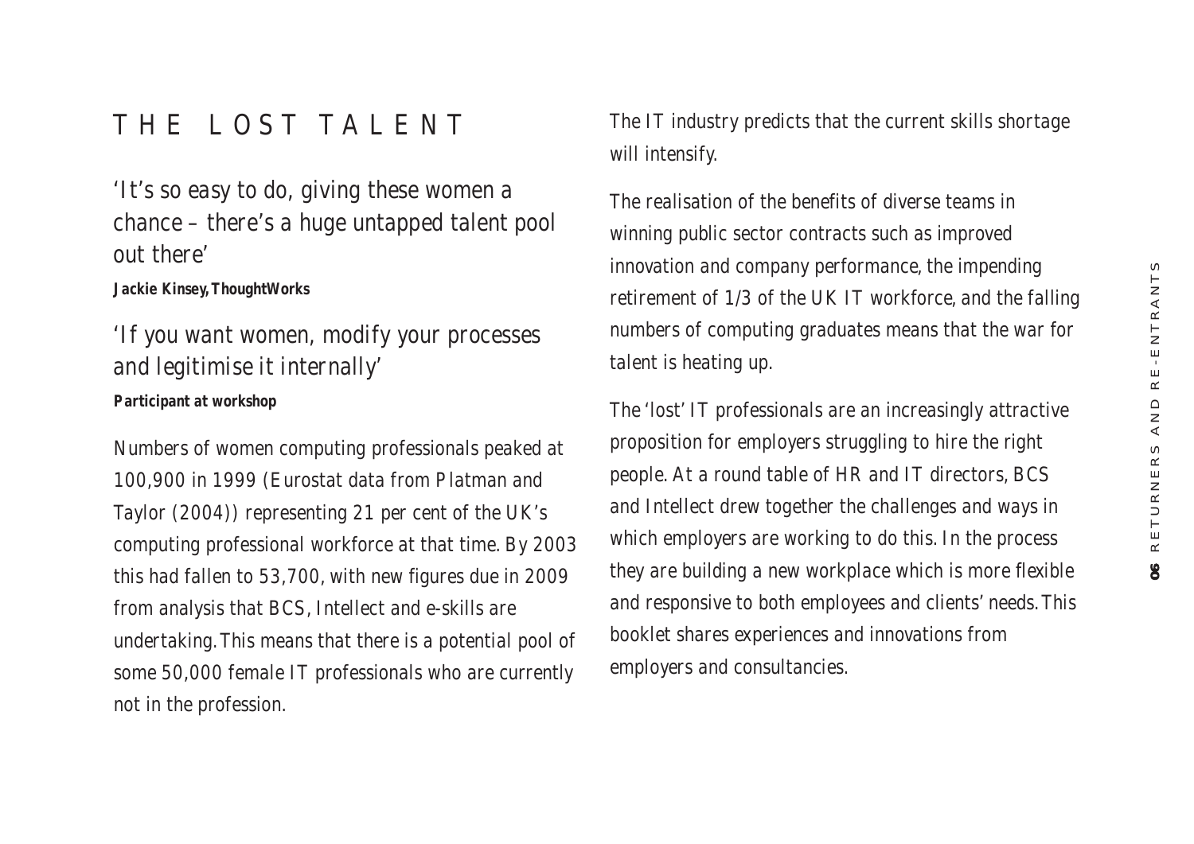# THE LOST TALENT

'It's so easy to do, giving these women a chance – there's a huge untapped talent pool out there'

**Jackie Kinsey, ThoughtWorks**

'If you want women, modify your processes and legitimise it internally'

**Participant at workshop**

Numbers of women computing professionals peaked at 100,900 in 1999 (Eurostat data from Platman and Taylor (2004)) representing 21 per cent of the UK's computing professional workforce at that time. By 2003 this had fallen to 53,700, with new figures due in 2009 from analysis that BCS, Intellect and e-skills are undertaking. This means that there is a potential pool of some 50,000 female IT professionals who are currently not in the profession.

The IT industry predicts that the current skills shortage will intensify.

The realisation of the benefits of diverse teams in winning public sector contracts such as improved innovation and company performance, the impending retirement of 1/3 of the UK IT workforce, and the falling numbers of computing graduates means that the war for talent is heating up.

The 'lost' IT professionals are an increasingly attractive proposition for employers struggling to hire the right people. At a round table of HR and IT directors, BCS and Intellect drew together the challenges and ways in which employers are working to do this. In the process they are building a new workplace which is more flexible and responsive to both employees and clients' needs. This booklet shares experiences and innovations from employers and consultancies.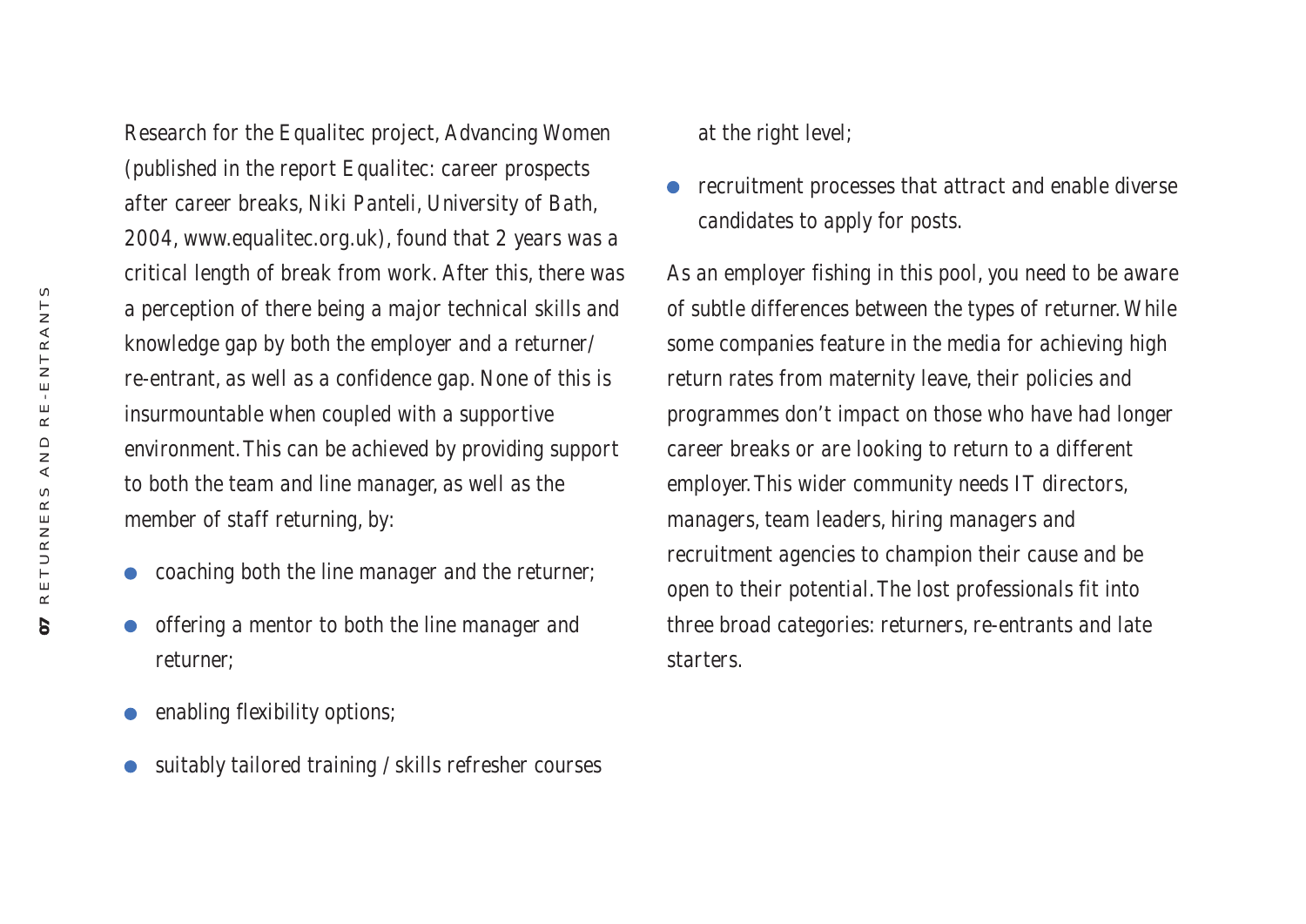Research for the Equalitec project, Advancing Women (published in the report Equalitec: career prospects after career breaks, Niki Panteli, University of Bath, 2004, www.equalitec.org.uk), found that 2 years was a critical length of break from work. After this, there was a perception of there being a major technical skills and knowledge gap by both the employer and a returner/ re-entrant, as well as a confidence gap. None of this is insurmountable when coupled with a supportive environment. This can be achieved by providing support to both the team and line manager, as well as the member of staff returning, by:

- coaching both the line manager and the returner;
- offering a mentor to both the line manager and returner;
- enabling flexibility options;
- suitably tailored training / skills refresher courses at the right level;
- recruitment processes that attract and enable diverse candidates to apply for posts.

As an employer fishing in this pool, you need to be aware of subtle differences between the types of returner. While some companies feature in the media for achieving high return rates from maternity leave, their policies and programmes don't impact on those who have had longer career breaks or are looking to return to a different employer. This wider community needs IT directors, managers, team leaders, hiring managers and recruitment agencies to champion their cause and be open to their potential. The lost professionals fit into three broad categories: returners, re-entrants and late starters.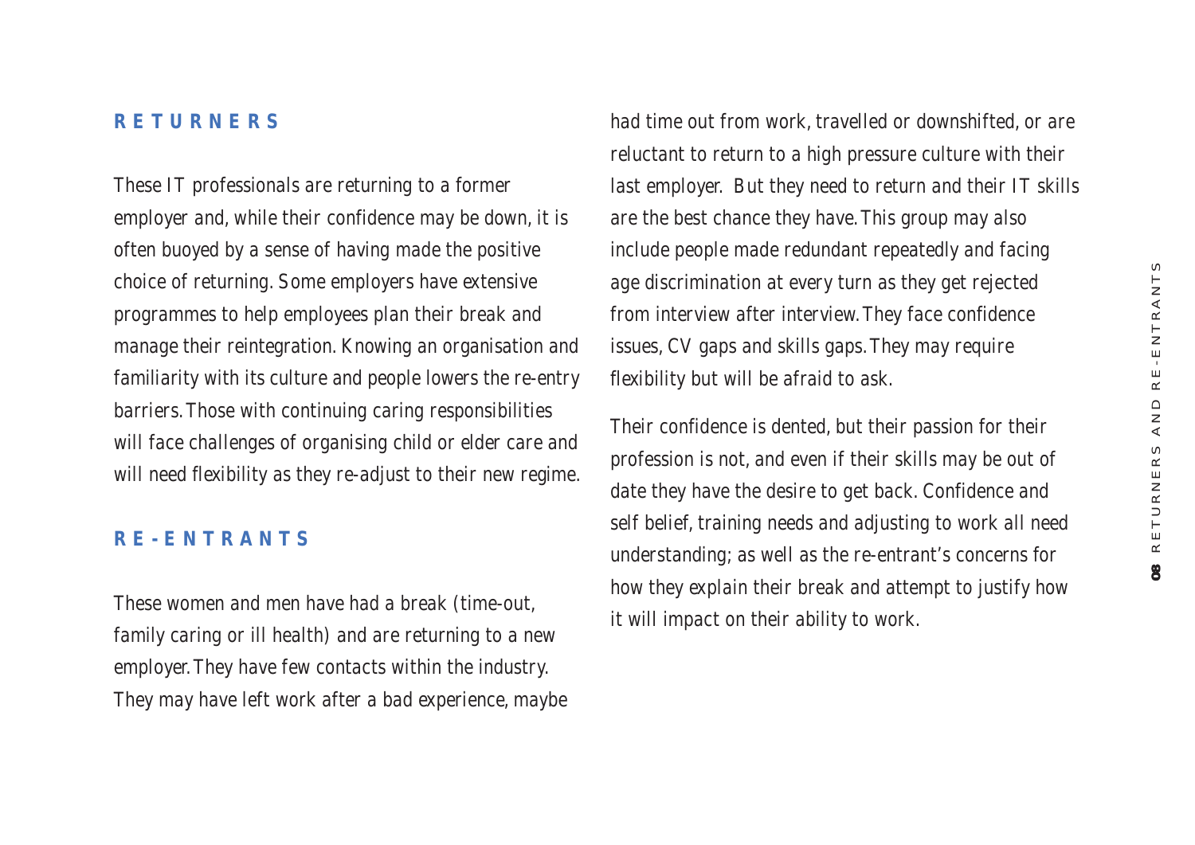## RETURNERS

These IT professionals are returning to a former employer and, while their confidence may be down, it is often buoyed by a sense of having made the positive choice of returning. Some employers have extensive programmes to help employees plan their break and manage their reintegration. Knowing an organisation and familiarity with its culture and people lowers the re-entry barriers. Those with continuing caring responsibilities will face challenges of organising child or elder care and will need flexibility as they re-adjust to their new regime.

## RE-ENTRANTS

These women and men have had a break (time-out, family caring or ill health) and are returning to a new employer. They have few contacts within the industry. They may have left work after a bad experience, maybe had time out from work, travelled or downshifted, or are reluctant to return to a high pressure culture with their last employer. But they need to return and their IT skills are the best chance they have. This group may also include people made redundant repeatedly and facing age discrimination at every turn as they get rejected from interview after interview. They face confidence issues, CV gaps and skills gaps. They may require flexibility but will be afraid to ask.

Their confidence is dented, but their passion for their profession is not, and even if their skills may be out of date they have the desire to get back. Confidence and self belief, training needs and adjusting to work all need understanding; as well as the re-entrant's concerns for how they explain their break and attempt to justify how it will impact on their ability to work.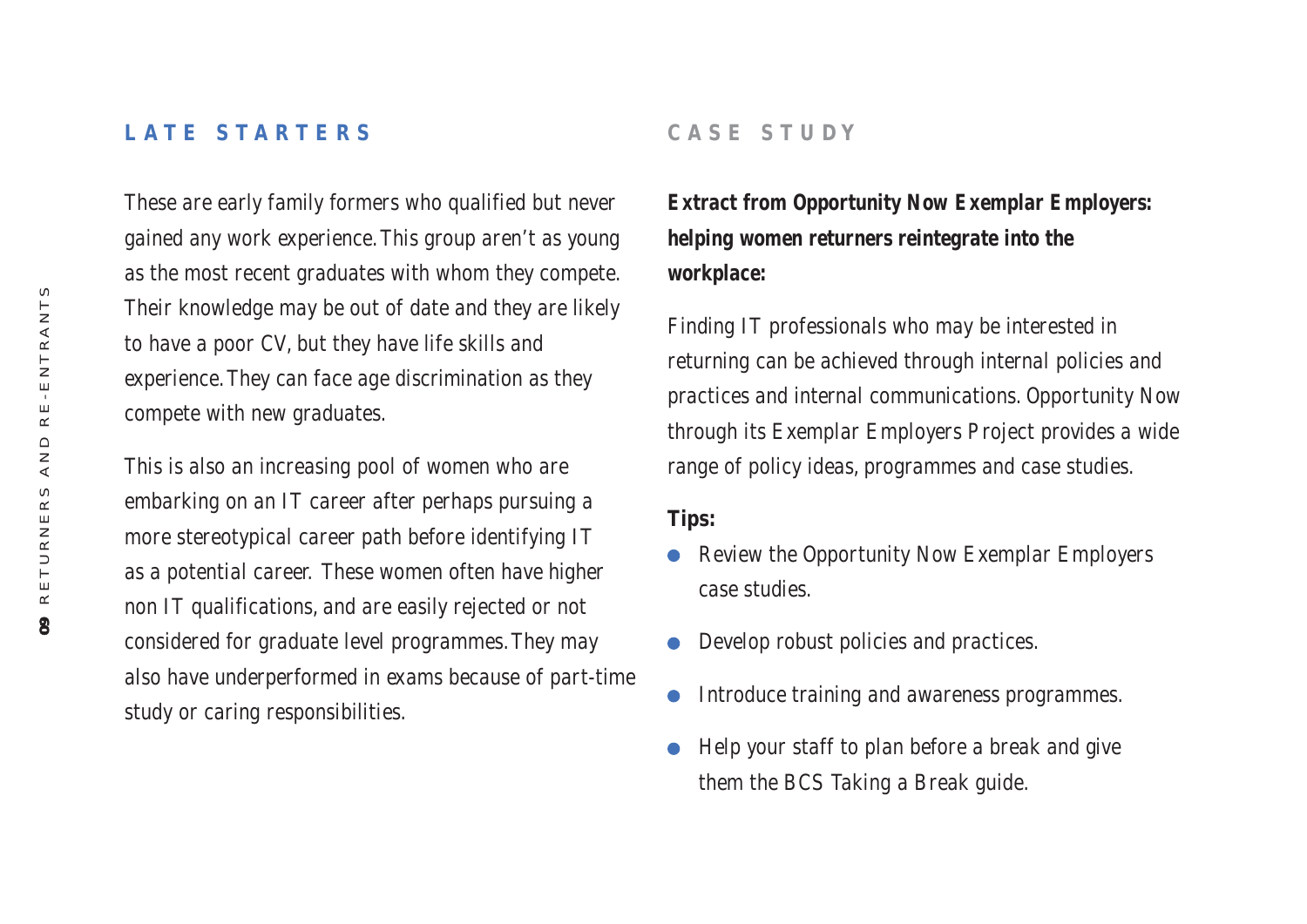## LATE STARTERS

These are early family formers who qualified but never gained any work experience. This group aren't as young as the most recent graduates with whom they compete. Their knowledge may be out of date and they are likely to have a poor CV, but they have life skills and experience. They can face age discrimination as they compete with new graduates.

This is also an increasing pool of women who are embarking on an IT career after perhaps pursuing a more stereotypical career path before identifying IT as a potential career. These women often have higher non IT qualifications, and are easily rejected or not considered for graduate level programmes. They may also have underperformed in exams because of part-time study or caring responsibilities.

## CASE STUDY

**Extract from Opportunity Now Exemplar Employers: helping women returners reintegrate into the workplace:**

Finding IT professionals who may be interested in returning can be achieved through internal policies and practices and internal communications. Opportunity Now through its Exemplar Employers Project provides a wide range of policy ideas, programmes and case studies.

**Tips:**

- Review the Opportunity Now Exemplar Employers case studies.
- Develop robust policies and practices.
- Introduce training and awareness programmes.
- Help your staff to plan before a break and give them the BCS Taking a Break guide.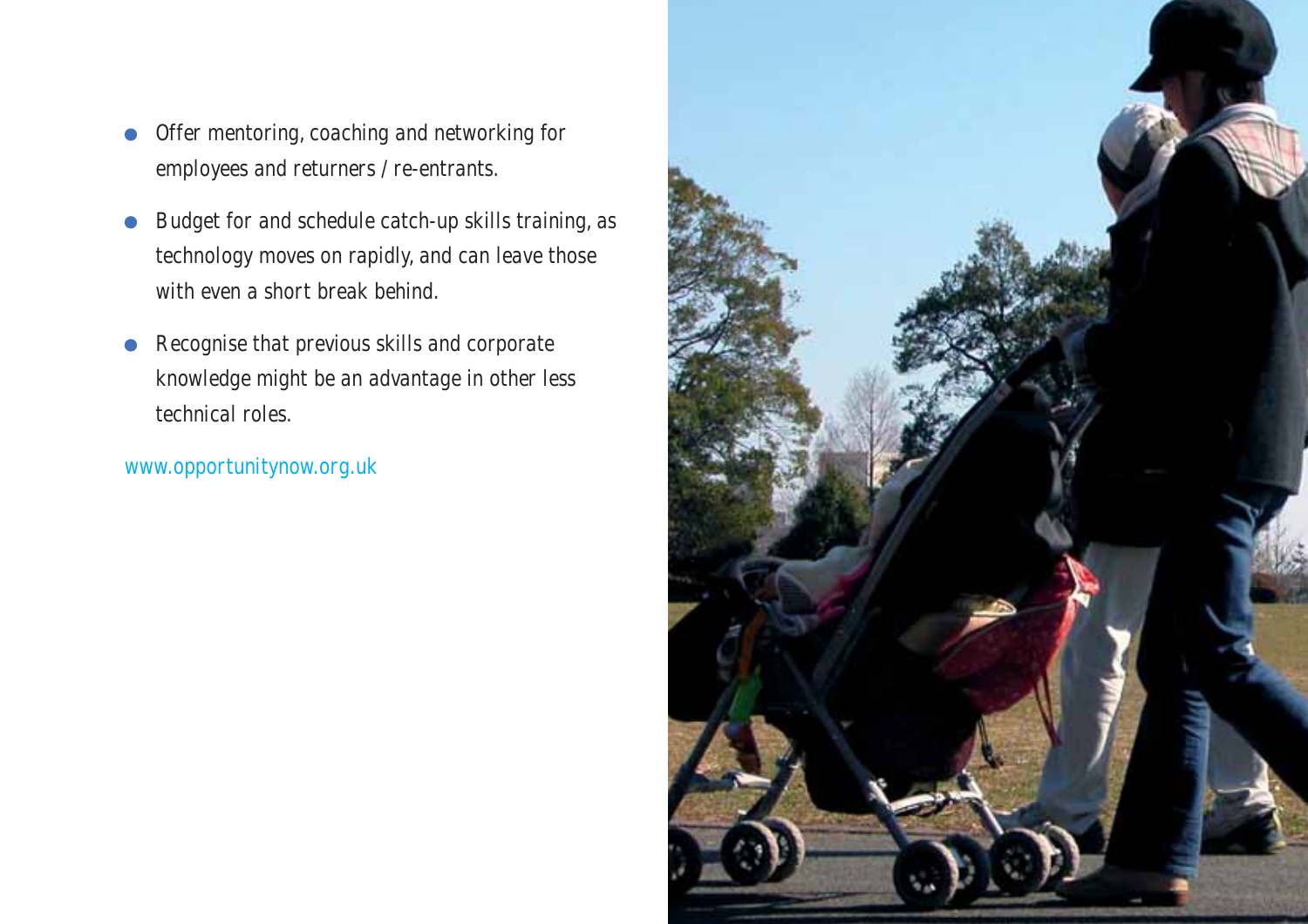- Offer mentoring, coaching and networking for employees and returners / re-entrants.
- Budget for and schedule catch-up skills training, as technology moves on rapidly, and can leave those with even a short break behind.
- Recognise that previous skills and corporate knowledge might be an advantage in other less technical roles.

www.opportunitynow.org.uk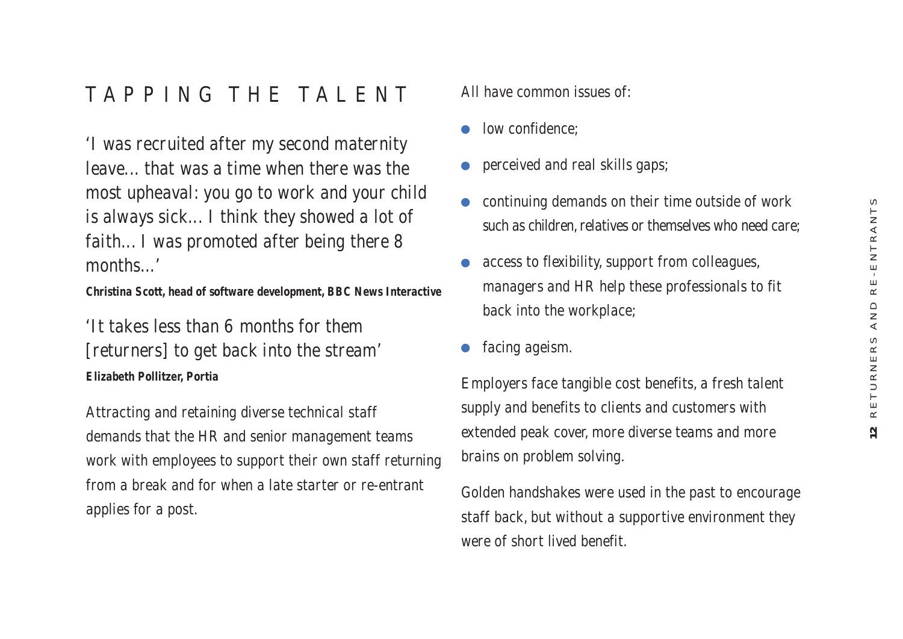# TAPPING THE TALENT

'I was recruited after my second maternity leave… that was a time when there was the most upheaval: you go to work and your child is always sick… I think they showed a lot of faith… I was promoted after being there 8 months…'

**Christina Scott, head of software development, BBC News Interactive**

'It takes less than 6 months for them [returners] to get back into the stream'

**Elizabeth Pollitzer, Portia**

Attracting and retaining diverse technical staff demands that the HR and senior management teams work with employees to support their own staff returning from a break and for when a late starter or re-entrant applies for a post.

All have common issues of:

- low confidence;
- perceived and real skills gaps;
- continuing demands on their time outside of work such as children, relatives or themselves who need care;
- access to flexibility, support from colleagues, managers and HR help these professionals to fit back into the workplace;
- facing ageism.

Employers face tangible cost benefits, a fresh talent supply and benefits to clients and customers with extended peak cover, more diverse teams and more brains on problem solving.

Golden handshakes were used in the past to encourage staff back, but without a supportive environment they were of short lived benefit.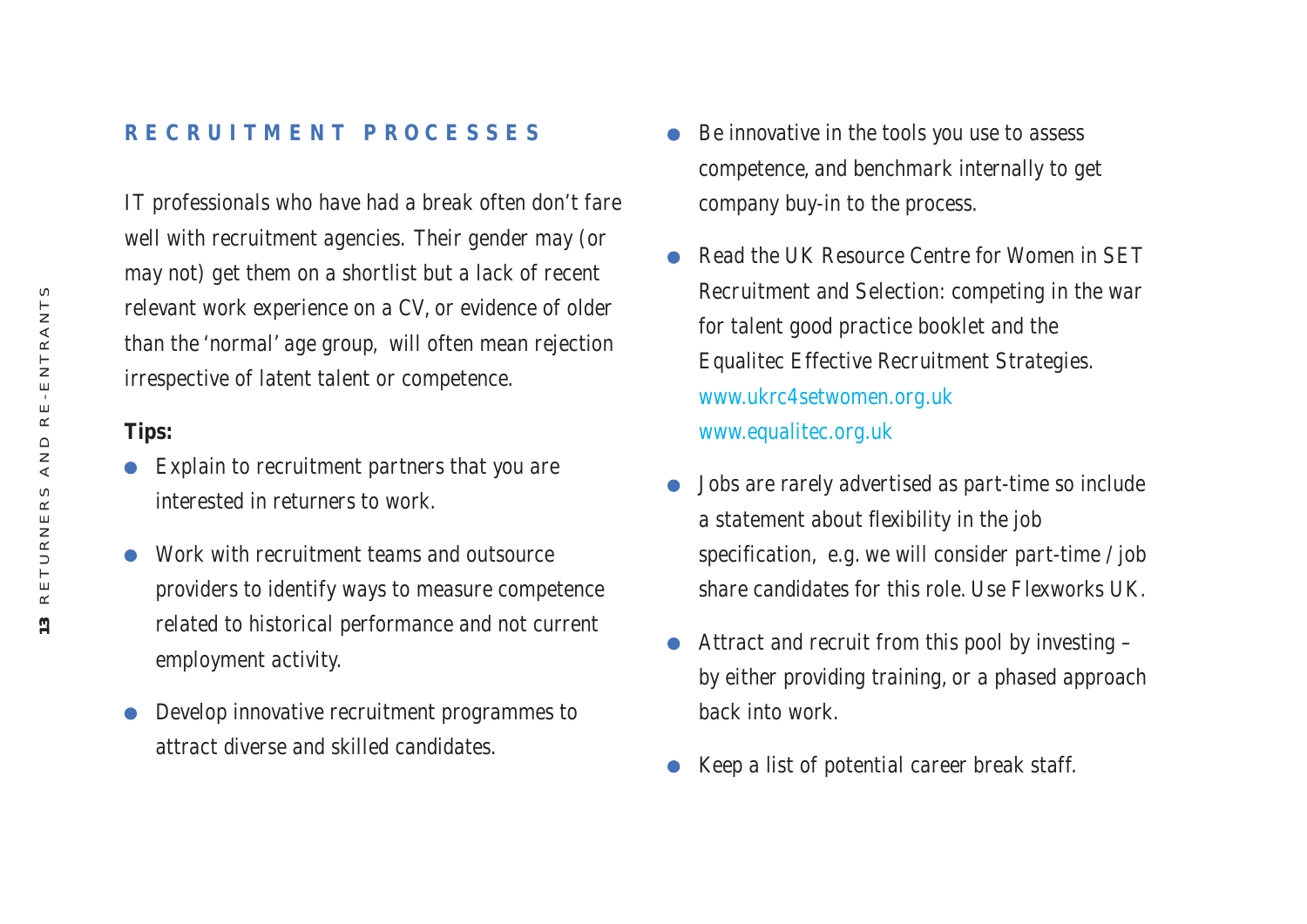## RECRUITMENT PROCESSES

IT professionals who have had a break often don't fare well with recruitment agencies. Their gender may (or may not) get them on a shortlist but a lack of recent relevant work experience on a CV, or evidence of older than the 'normal' age group, will often mean rejection irrespective of latent talent or competence.

**Tips:**

- Explain to recruitment partners that you are interested in returners to work.
- Work with recruitment teams and outsource providers to identify ways to measure competence related to historical performance and not current employment activity.
- Develop innovative recruitment programmes to attract diverse and skilled candidates.
- Be innovative in the tools you use to assess competence, and benchmark internally to get company buy-in to the process.
- Read the UK Resource Centre for Women in SET Recruitment and Selection: competing in the war for talent good practice booklet and the Equalitec Effective Recruitment Strategies.
  www.ukrc4setwomen.org.uk
  www.equalitec.org.uk
- Jobs are rarely advertised as part-time so include a statement about flexibility in the job specification, e.g. we will consider part-time / job share candidates for this role. Use Flexworks UK.
- Attract and recruit from this pool by investing – by either providing training, or a phased approach back into work.
- Keep a list of potential career break staff.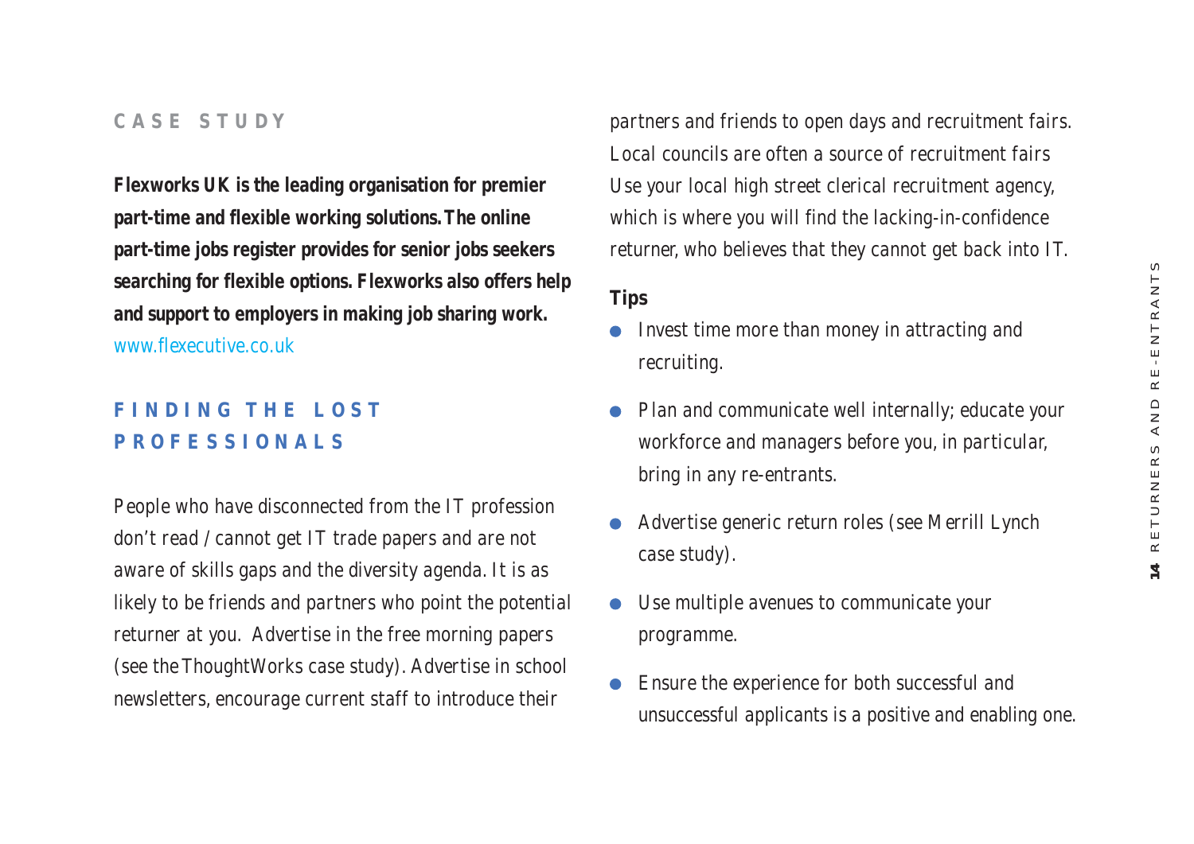**CASE STUDY**

**Flexworks UK is the leading organisation for premier part-time and flexible working solutions. The online part-time jobs register provides for senior jobs seekers searching for flexible options. Flexworks also offers help and support to employers in making job sharing work.**
www.flexecutive.co.uk

## FINDING THE LOST PROFESSIONALS

People who have disconnected from the IT profession don't read / cannot get IT trade papers and are not aware of skills gaps and the diversity agenda. It is as likely to be friends and partners who point the potential returner at you. Advertise in the free morning papers (see the ThoughtWorks case study). Advertise in school newsletters, encourage current staff to introduce their partners and friends to open days and recruitment fairs. Local councils are often a source of recruitment fairs Use your local high street clerical recruitment agency, which is where you will find the lacking-in-confidence returner, who believes that they cannot get back into IT.

**Tips**

- Invest time more than money in attracting and recruiting.
- Plan and communicate well internally; educate your workforce and managers before you, in particular, bring in any re-entrants.
- Advertise generic return roles (see Merrill Lynch case study).
- Use multiple avenues to communicate your programme.
- Ensure the experience for both successful and unsuccessful applicants is a positive and enabling one.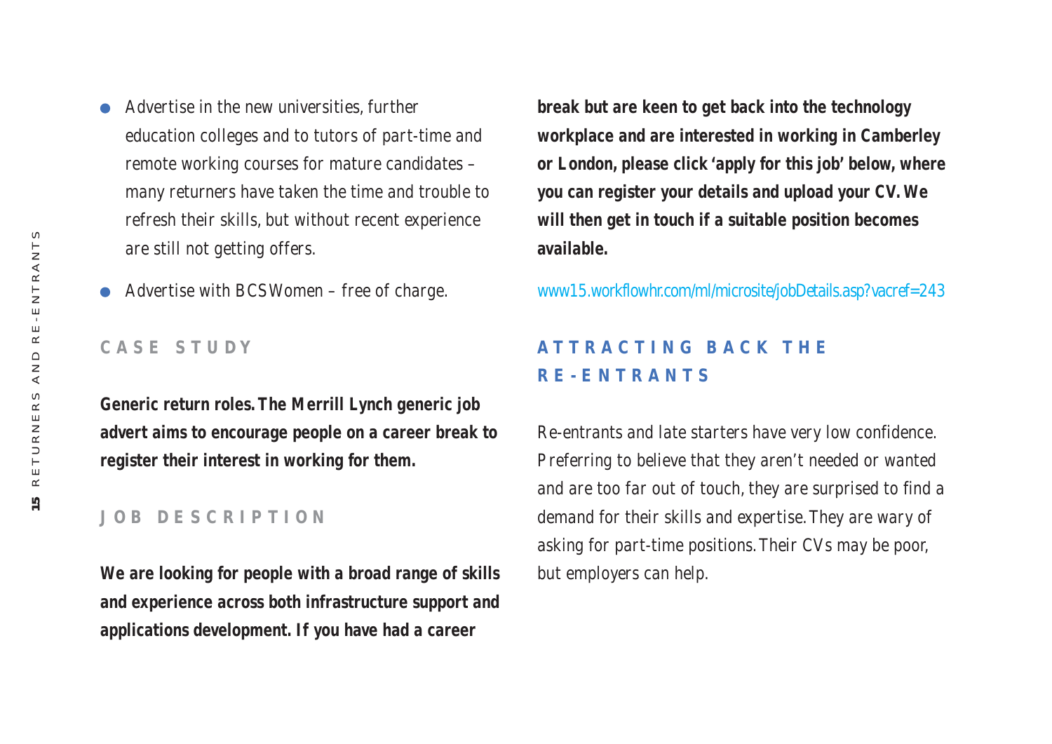- Advertise in the new universities, further education colleges and to tutors of part-time and remote working courses for mature candidates – many returners have taken the time and trouble to refresh their skills, but without recent experience are still not getting offers.
- Advertise with BCSWomen – free of charge.

## CASE STUDY

**Generic return roles. The Merrill Lynch generic job advert aims to encourage people on a career break to register their interest in working for them.**

## JOB DESCRIPTION

**We are looking for people with a broad range of skills and experience across both infrastructure support and applications development. If you have had a career break but are keen to get back into the technology workplace and are interested in working in Camberley or London, please click 'apply for this job' below, where you can register your details and upload your CV. We will then get in touch if a suitable position becomes available.**

www15.workflowhr.com/ml/microsite/jobDetails.asp?vacref=243

## ATTRACTING BACK THE RE-ENTRANTS

Re-entrants and late starters have very low confidence. Preferring to believe that they aren't needed or wanted and are too far out of touch, they are surprised to find a demand for their skills and expertise. They are wary of asking for part-time positions. Their CVs may be poor, but employers can help.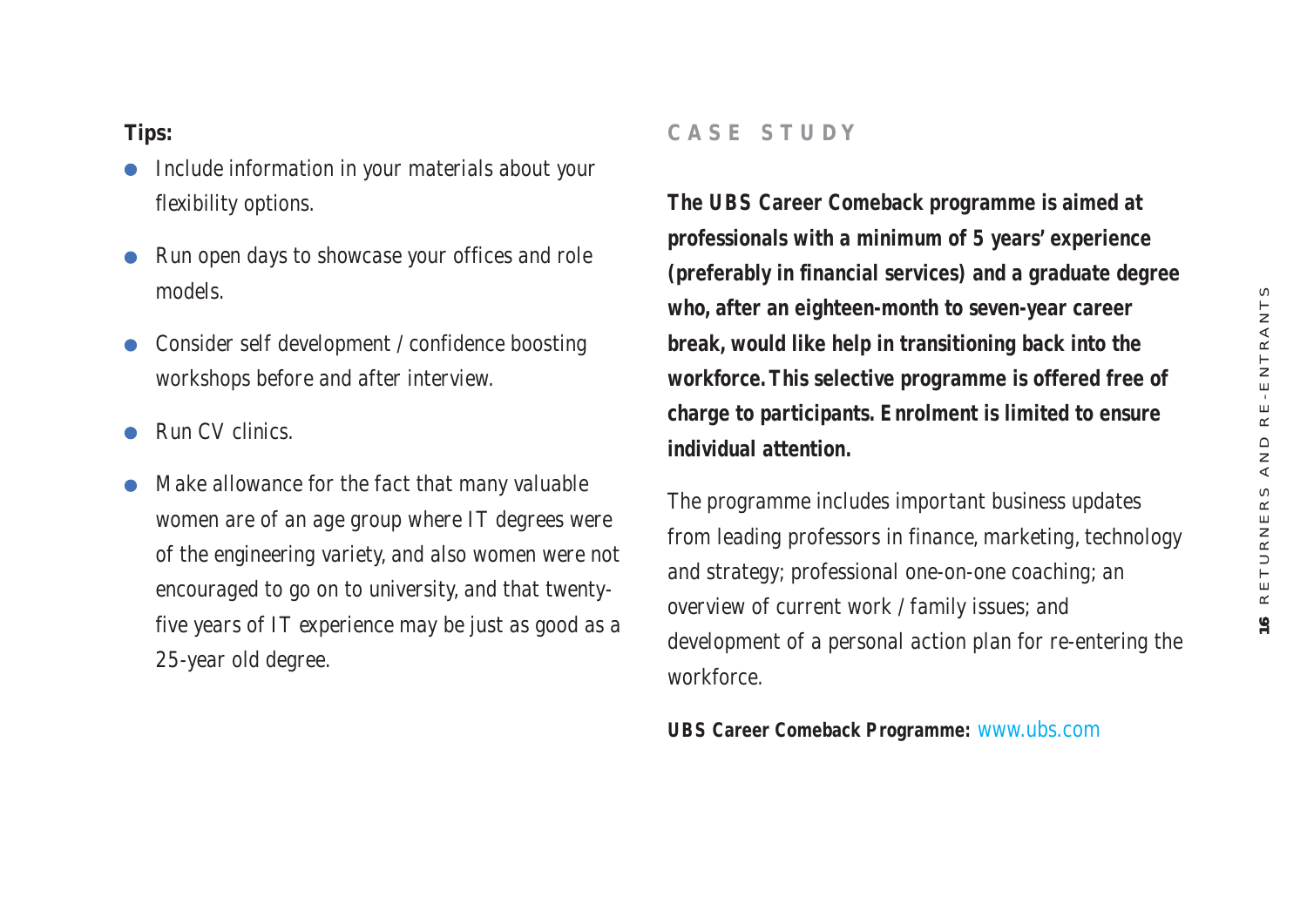**Tips:**

- Include information in your materials about your flexibility options.
- Run open days to showcase your offices and role models.
- Consider self development / confidence boosting workshops before and after interview.
- Run CV clinics.
- Make allowance for the fact that many valuable women are of an age group where IT degrees were of the engineering variety, and also women were not encouraged to go on to university, and that twenty-five years of IT experience may be just as good as a 25-year old degree.

## CASE STUDY

**The UBS Career Comeback programme is aimed at professionals with a minimum of 5 years' experience (preferably in financial services) and a graduate degree who, after an eighteen-month to seven-year career break, would like help in transitioning back into the workforce. This selective programme is offered free of charge to participants. Enrolment is limited to ensure individual attention.**

The programme includes important business updates from leading professors in finance, marketing, technology and strategy; professional one-on-one coaching; an overview of current work / family issues; and development of a personal action plan for re-entering the workforce.

**UBS Career Comeback Programme:** www.ubs.com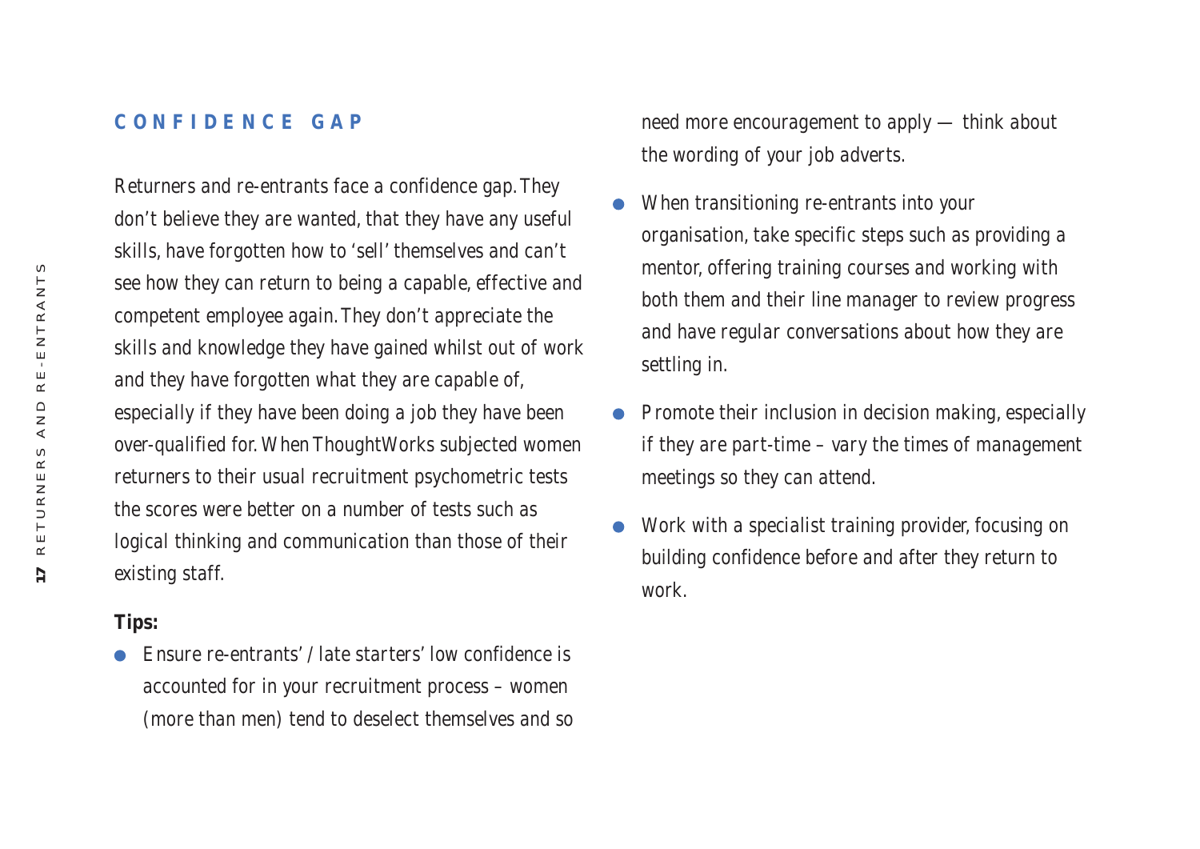## CONFIDENCE GAP

Returners and re-entrants face a confidence gap. They don't believe they are wanted, that they have any useful skills, have forgotten how to 'sell' themselves and can't see how they can return to being a capable, effective and competent employee again. They don't appreciate the skills and knowledge they have gained whilst out of work and they have forgotten what they are capable of, especially if they have been doing a job they have been over-qualified for. When ThoughtWorks subjected women returners to their usual recruitment psychometric tests the scores were better on a number of tests such as logical thinking and communication than those of their existing staff.

**Tips:**

- Ensure re-entrants' / late starters' low confidence is accounted for in your recruitment process – women (more than men) tend to deselect themselves and so need more encouragement to apply — think about the wording of your job adverts.
- When transitioning re-entrants into your organisation, take specific steps such as providing a mentor, offering training courses and working with both them and their line manager to review progress and have regular conversations about how they are settling in.
- Promote their inclusion in decision making, especially if they are part-time – vary the times of management meetings so they can attend.
- Work with a specialist training provider, focusing on building confidence before and after they return to work.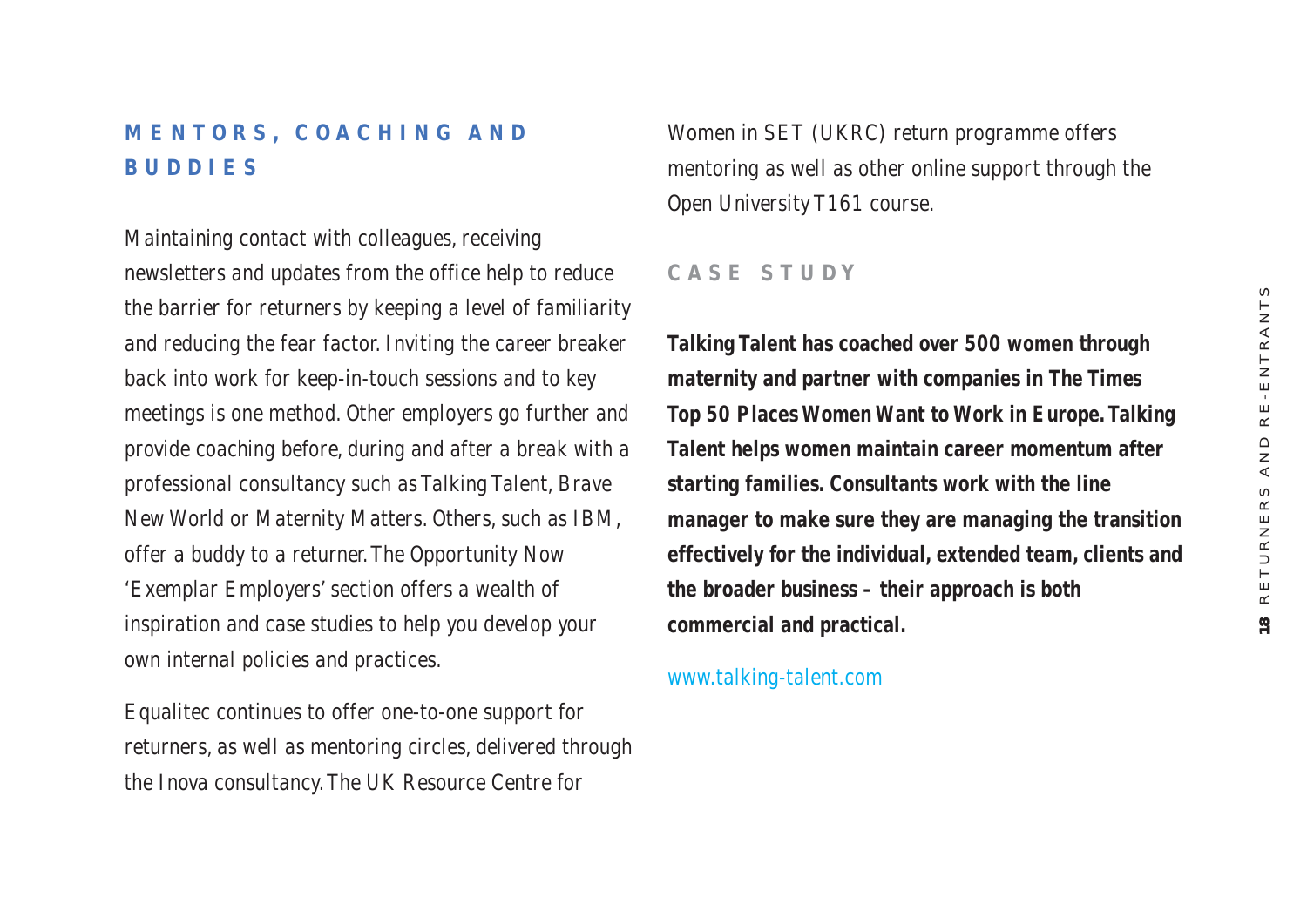## MENTORS, COACHING AND BUDDIES

Maintaining contact with colleagues, receiving newsletters and updates from the office help to reduce the barrier for returners by keeping a level of familiarity and reducing the fear factor. Inviting the career breaker back into work for keep-in-touch sessions and to key meetings is one method. Other employers go further and provide coaching before, during and after a break with a professional consultancy such as Talking Talent, Brave New World or Maternity Matters. Others, such as IBM, offer a buddy to a returner. The Opportunity Now 'Exemplar Employers' section offers a wealth of inspiration and case studies to help you develop your own internal policies and practices.

Equalitec continues to offer one-to-one support for returners, as well as mentoring circles, delivered through the Inova consultancy. The UK Resource Centre for Women in SET (UKRC) return programme offers mentoring as well as other online support through the Open University T161 course.

### CASE STUDY

**Talking Talent has coached over 500 women through maternity and partner with companies in The Times Top 50 Places Women Want to Work in Europe. Talking Talent helps women maintain career momentum after starting families. Consultants work with the line manager to make sure they are managing the transition effectively for the individual, extended team, clients and the broader business – their approach is both commercial and practical.**

www.talking-talent.com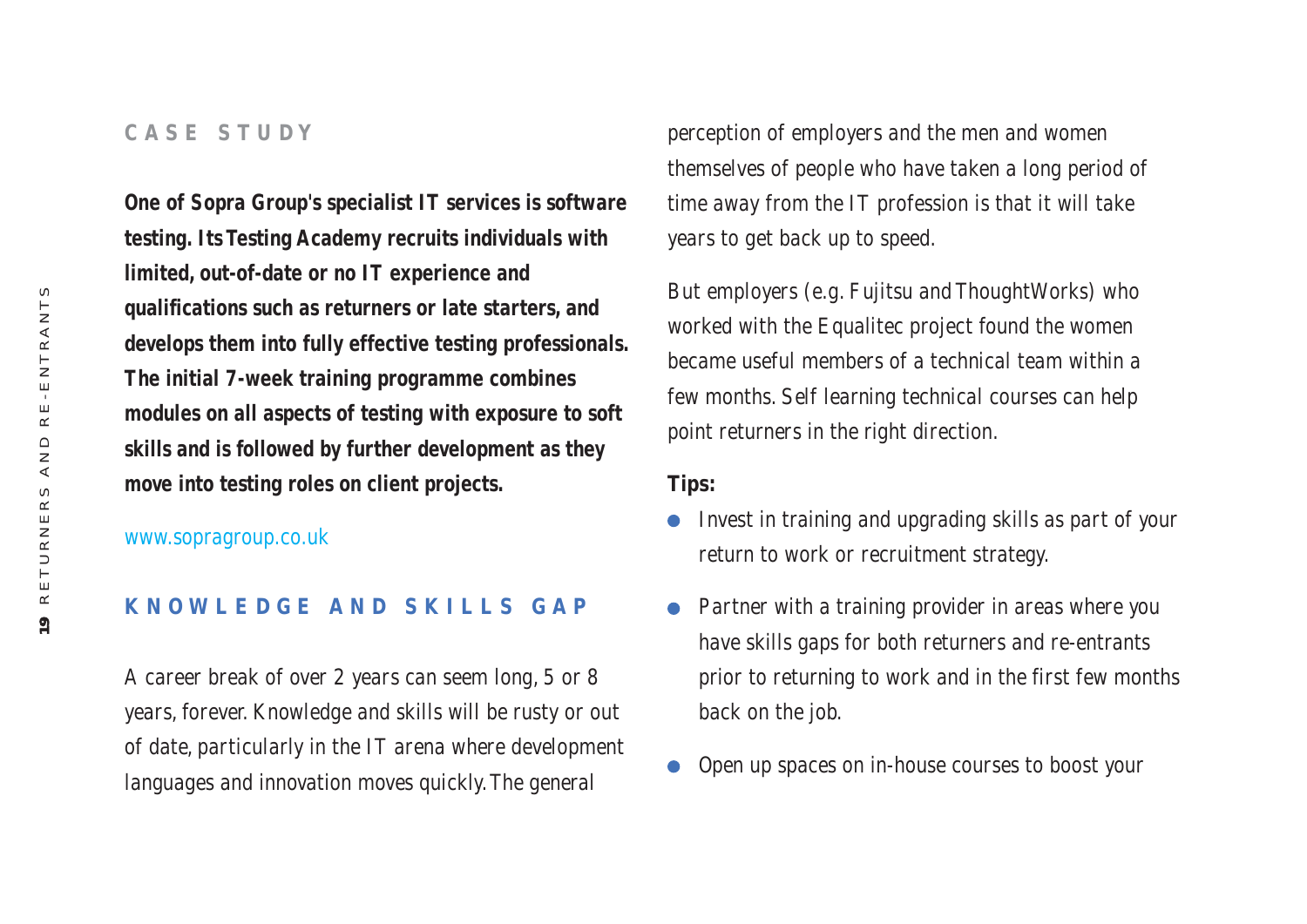## CASE STUDY

**One of Sopra Group's specialist IT services is software testing. Its Testing Academy recruits individuals with limited, out-of-date or no IT experience and qualifications such as returners or late starters, and develops them into fully effective testing professionals. The initial 7-week training programme combines modules on all aspects of testing with exposure to soft skills and is followed by further development as they move into testing roles on client projects.**

www.sopragroup.co.uk

## KNOWLEDGE AND SKILLS GAP

A career break of over 2 years can seem long, 5 or 8 years, forever. Knowledge and skills will be rusty or out of date, particularly in the IT arena where development languages and innovation moves quickly. The general perception of employers and the men and women themselves of people who have taken a long period of time away from the IT profession is that it will take years to get back up to speed.

But employers (e.g. Fujitsu and ThoughtWorks) who worked with the Equalitec project found the women became useful members of a technical team within a few months. Self learning technical courses can help point returners in the right direction.

**Tips:**

- Invest in training and upgrading skills as part of your return to work or recruitment strategy.
- Partner with a training provider in areas where you have skills gaps for both returners and re-entrants prior to returning to work and in the first few months back on the job.
- Open up spaces on in-house courses to boost your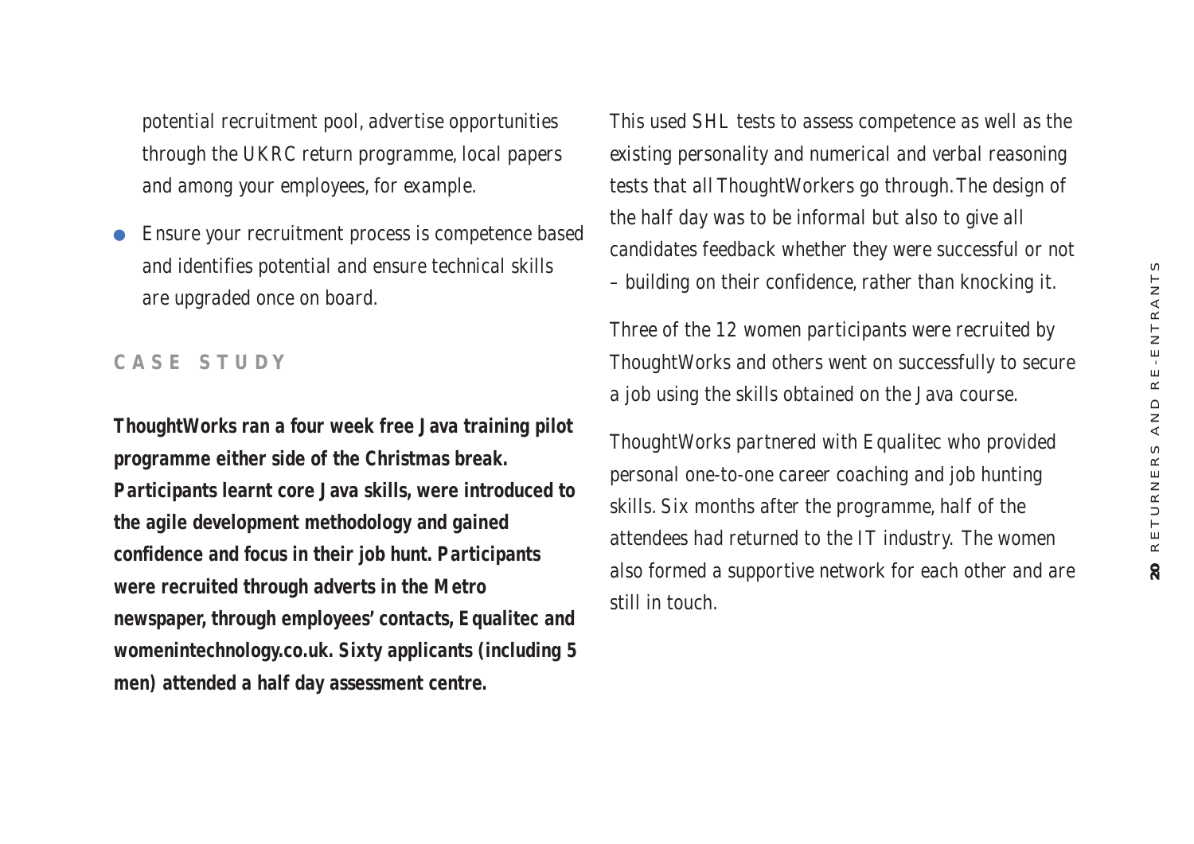potential recruitment pool, advertise opportunities through the UKRC return programme, local papers and among your employees, for example.

- Ensure your recruitment process is competence based and identifies potential and ensure technical skills are upgraded once on board.

### CASE STUDY

**ThoughtWorks ran a four week free Java training pilot programme either side of the Christmas break. Participants learnt core Java skills, were introduced to the agile development methodology and gained confidence and focus in their job hunt. Participants were recruited through adverts in the Metro newspaper, through employees' contacts, Equalitec and womenintechnology.co.uk. Sixty applicants (including 5 men) attended a half day assessment centre.**

This used SHL tests to assess competence as well as the existing personality and numerical and verbal reasoning tests that all ThoughtWorkers go through. The design of the half day was to be informal but also to give all candidates feedback whether they were successful or not – building on their confidence, rather than knocking it.

Three of the 12 women participants were recruited by ThoughtWorks and others went on successfully to secure a job using the skills obtained on the Java course.

ThoughtWorks partnered with Equalitec who provided personal one-to-one career coaching and job hunting skills. Six months after the programme, half of the attendees had returned to the IT industry. The women also formed a supportive network for each other and are still in touch.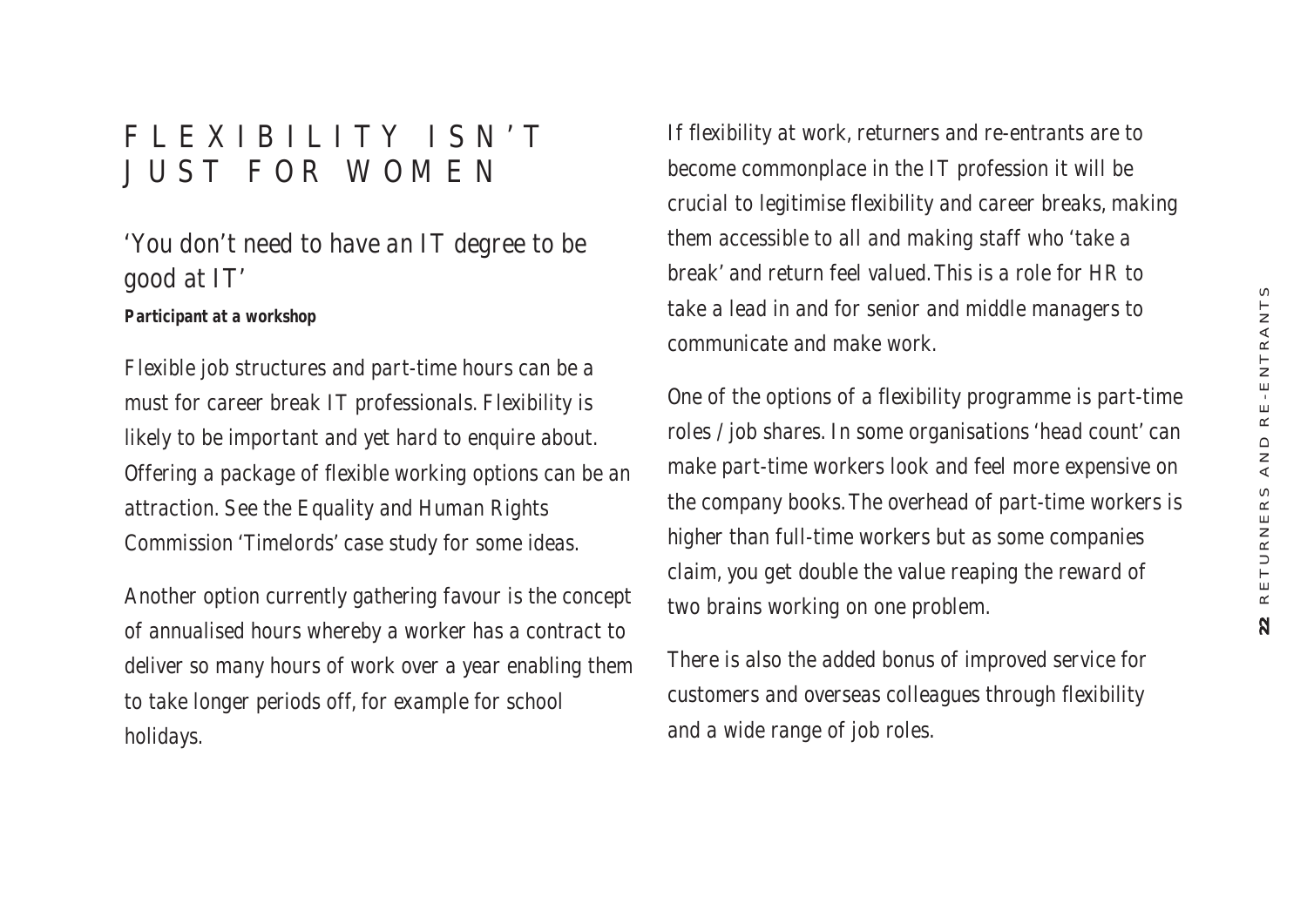# FLEXIBILITY ISN'T JUST FOR WOMEN

## 'You don't need to have an IT degree to be good at IT'

**Participant at a workshop**

Flexible job structures and part-time hours can be a must for career break IT professionals. Flexibility is likely to be important and yet hard to enquire about. Offering a package of flexible working options can be an attraction. See the Equality and Human Rights Commission 'Timelords' case study for some ideas.

Another option currently gathering favour is the concept of annualised hours whereby a worker has a contract to deliver so many hours of work over a year enabling them to take longer periods off, for example for school holidays.

If flexibility at work, returners and re-entrants are to become commonplace in the IT profession it will be crucial to legitimise flexibility and career breaks, making them accessible to all and making staff who 'take a break' and return feel valued. This is a role for HR to take a lead in and for senior and middle managers to communicate and make work.

One of the options of a flexibility programme is part-time roles / job shares. In some organisations 'head count' can make part-time workers look and feel more expensive on the company books. The overhead of part-time workers is higher than full-time workers but as some companies claim, you get double the value reaping the reward of two brains working on one problem.

There is also the added bonus of improved service for customers and overseas colleagues through flexibility and a wide range of job roles.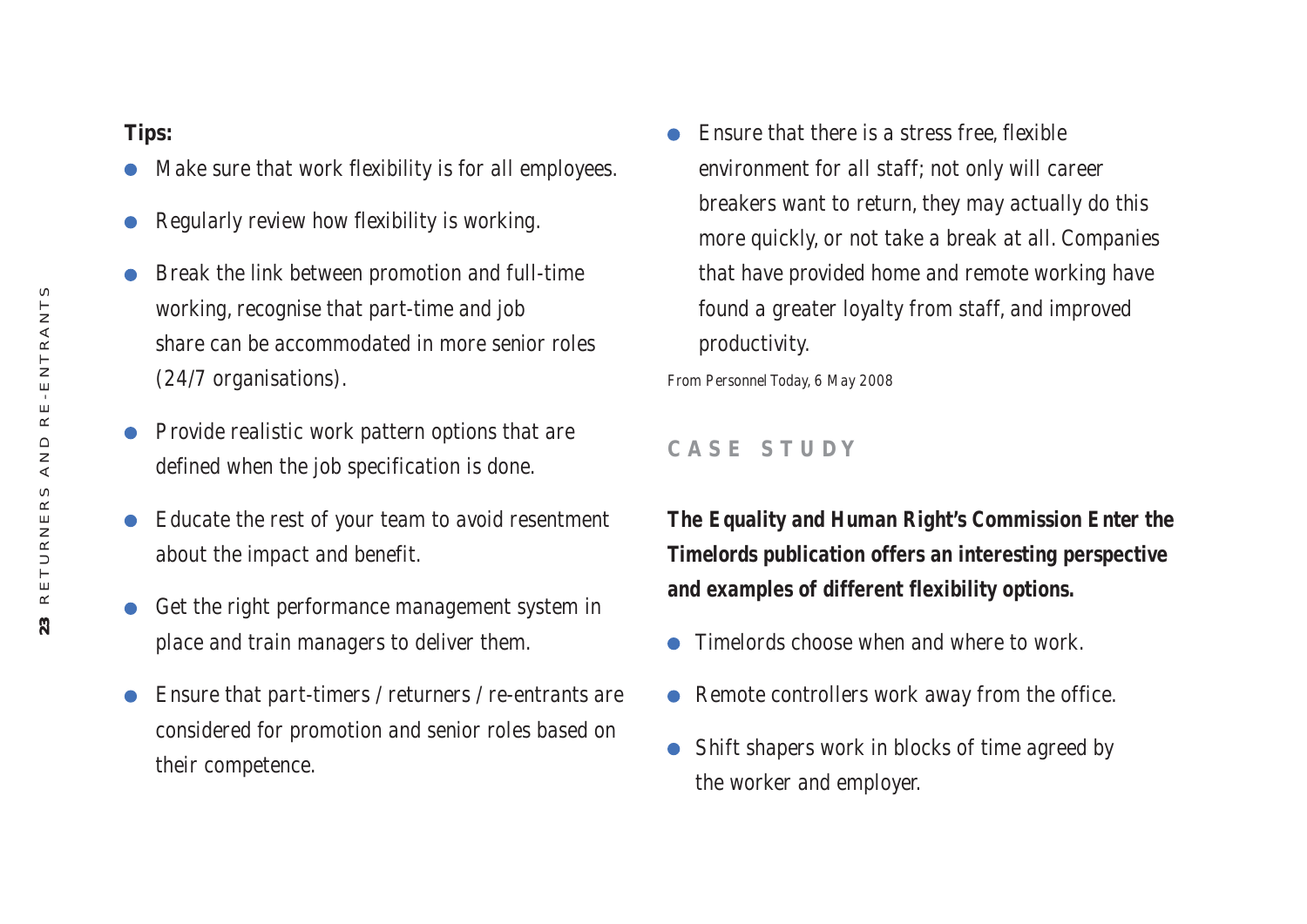**Tips:**

- Make sure that work flexibility is for all employees.
- Regularly review how flexibility is working.
- Break the link between promotion and full-time working, recognise that part-time and job share can be accommodated in more senior roles (24/7 organisations).
- Provide realistic work pattern options that are defined when the job specification is done.
- Educate the rest of your team to avoid resentment about the impact and benefit.
- Get the right performance management system in place and train managers to deliver them.
- Ensure that part-timers / returners / re-entrants are considered for promotion and senior roles based on their competence.
- Ensure that there is a stress free, flexible environment for all staff; not only will career breakers want to return, they may actually do this more quickly, or not take a break at all. Companies that have provided home and remote working have found a greater loyalty from staff, and improved productivity.

From Personnel Today, 6 May 2008

## CASE STUDY

**The Equality and Human Right's Commission Enter the Timelords publication offers an interesting perspective and examples of different flexibility options.**

- Timelords choose when and where to work.
- Remote controllers work away from the office.
- Shift shapers work in blocks of time agreed by the worker and employer.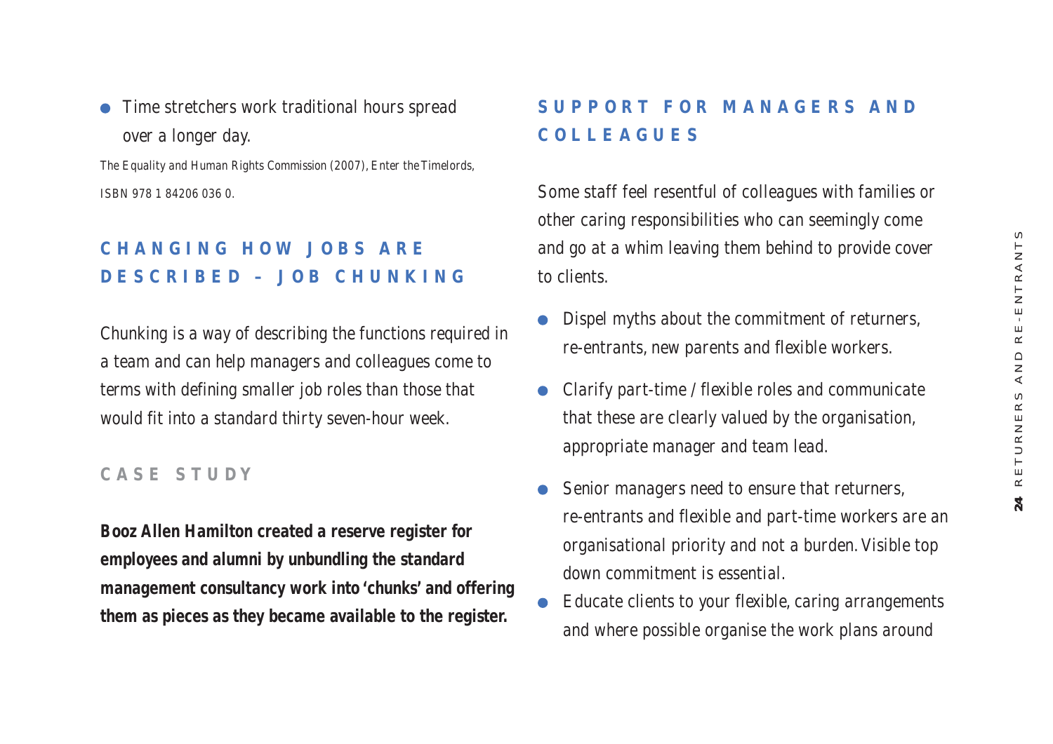- Time stretchers work traditional hours spread over a longer day.

The Equality and Human Rights Commission (2007), Enter the Timelords, ISBN 978 1 84206 036 0.

## CHANGING HOW JOBS ARE DESCRIBED – JOB CHUNKING

Chunking is a way of describing the functions required in a team and can help managers and colleagues come to terms with defining smaller job roles than those that would fit into a standard thirty seven-hour week.

### CASE STUDY

**Booz Allen Hamilton created a reserve register for employees and alumni by unbundling the standard management consultancy work into 'chunks' and offering them as pieces as they became available to the register.**

## SUPPORT FOR MANAGERS AND COLLEAGUES

Some staff feel resentful of colleagues with families or other caring responsibilities who can seemingly come and go at a whim leaving them behind to provide cover to clients.

- Dispel myths about the commitment of returners, re-entrants, new parents and flexible workers.
- Clarify part-time / flexible roles and communicate that these are clearly valued by the organisation, appropriate manager and team lead.
- Senior managers need to ensure that returners, re-entrants and flexible and part-time workers are an organisational priority and not a burden. Visible top down commitment is essential.
- Educate clients to your flexible, caring arrangements and where possible organise the work plans around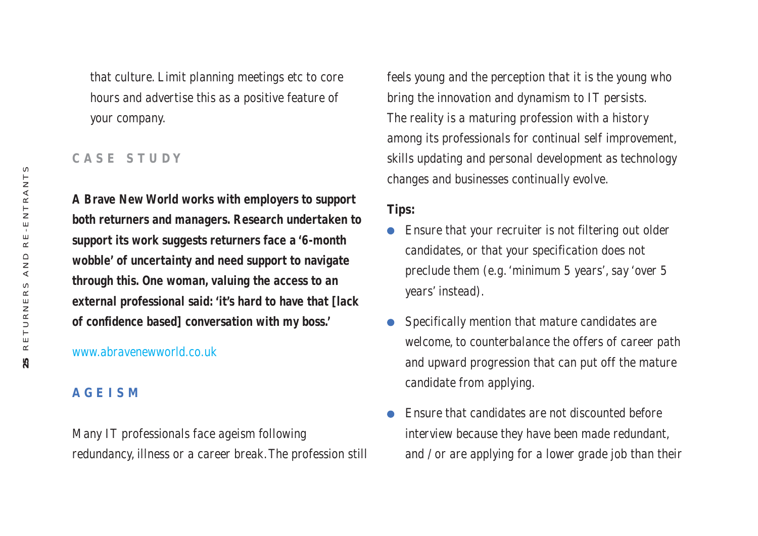that culture. Limit planning meetings etc to core hours and advertise this as a positive feature of your company.

### CASE STUDY

**A Brave New World works with employers to support both returners and managers. Research undertaken to support its work suggests returners face a '6-month wobble' of uncertainty and need support to navigate through this. One woman, valuing the access to an external professional said: 'it's hard to have that [lack of confidence based] conversation with my boss.'**

www.abravenewworld.co.uk

## AGEISM

Many IT professionals face ageism following redundancy, illness or a career break. The profession still feels young and the perception that it is the young who bring the innovation and dynamism to IT persists. The reality is a maturing profession with a history among its professionals for continual self improvement, skills updating and personal development as technology changes and businesses continually evolve.

**Tips:**

- Ensure that your recruiter is not filtering out older candidates, or that your specification does not preclude them (e.g. 'minimum 5 years', say 'over 5 years' instead).
- Specifically mention that mature candidates are welcome, to counterbalance the offers of career path and upward progression that can put off the mature candidate from applying.
- Ensure that candidates are not discounted before interview because they have been made redundant, and / or are applying for a lower grade job than their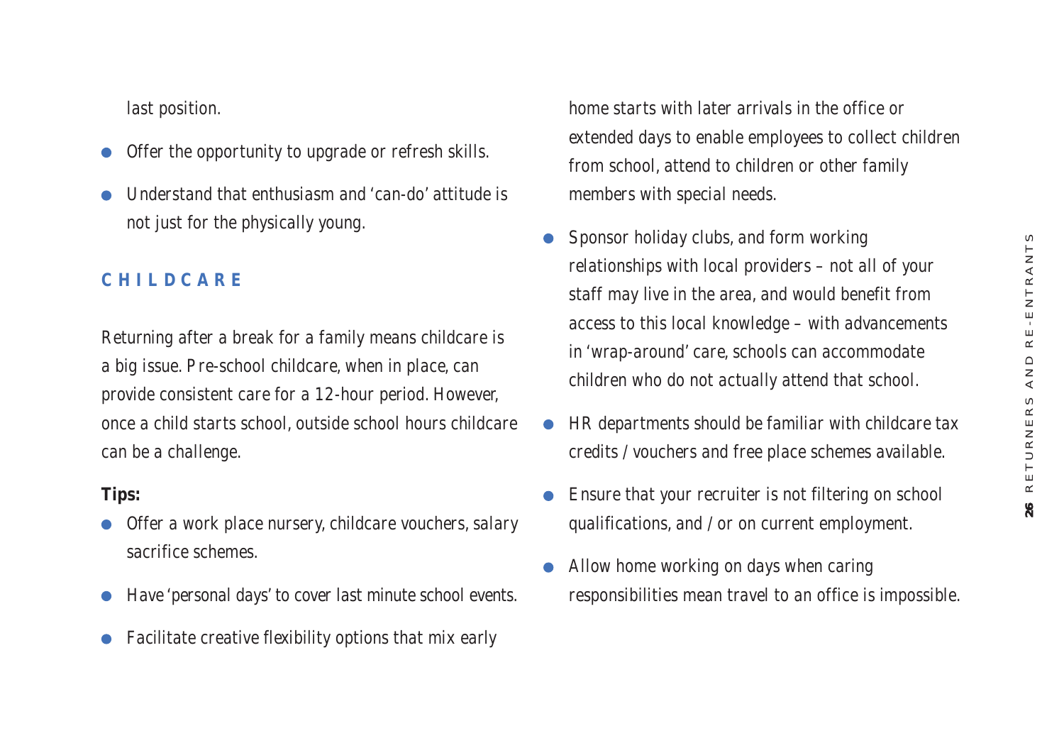last position.

- Offer the opportunity to upgrade or refresh skills.
- Understand that enthusiasm and 'can-do' attitude is not just for the physically young.

## CHILDCARE

Returning after a break for a family means childcare is a big issue. Pre-school childcare, when in place, can provide consistent care for a 12-hour period. However, once a child starts school, outside school hours childcare can be a challenge.

**Tips:**

- Offer a work place nursery, childcare vouchers, salary sacrifice schemes.
- Have 'personal days' to cover last minute school events.
- Facilitate creative flexibility options that mix early home starts with later arrivals in the office or extended days to enable employees to collect children from school, attend to children or other family members with special needs.
- Sponsor holiday clubs, and form working relationships with local providers – not all of your staff may live in the area, and would benefit from access to this local knowledge – with advancements in 'wrap-around' care, schools can accommodate children who do not actually attend that school.
- HR departments should be familiar with childcare tax credits / vouchers and free place schemes available.
- Ensure that your recruiter is not filtering on school qualifications, and / or on current employment.
- Allow home working on days when caring responsibilities mean travel to an office is impossible.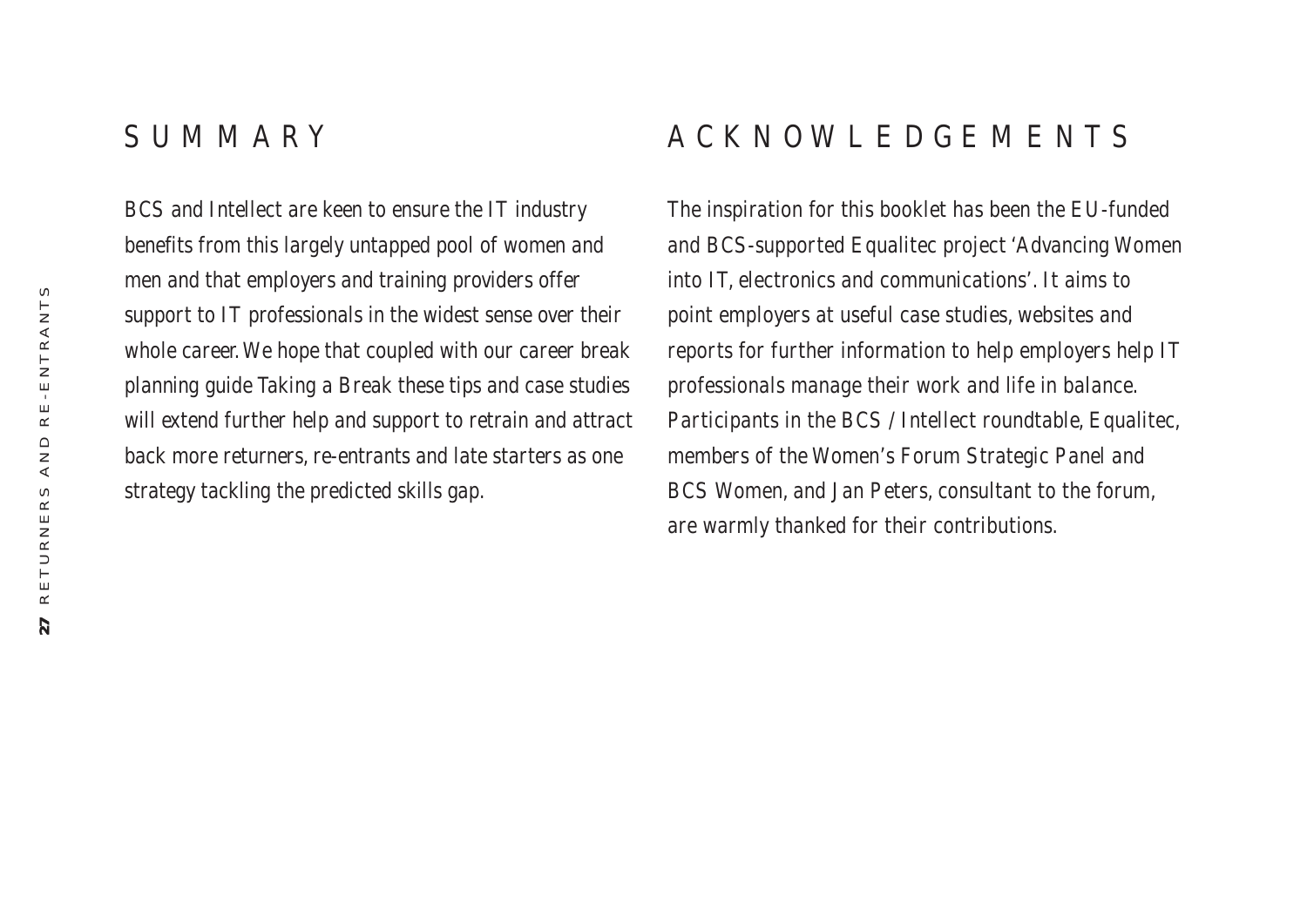## SUMMARY

BCS and Intellect are keen to ensure the IT industry benefits from this largely untapped pool of women and men and that employers and training providers offer support to IT professionals in the widest sense over their whole career. We hope that coupled with our career break planning guide Taking a Break these tips and case studies will extend further help and support to retrain and attract back more returners, re-entrants and late starters as one strategy tackling the predicted skills gap.

## ACKNOWLEDGEMENTS

The inspiration for this booklet has been the EU-funded and BCS-supported Equalitec project 'Advancing Women into IT, electronics and communications'. It aims to point employers at useful case studies, websites and reports for further information to help employers help IT professionals manage their work and life in balance. Participants in the BCS / Intellect roundtable, Equalitec, members of the Women's Forum Strategic Panel and BCS Women, and Jan Peters, consultant to the forum, are warmly thanked for their contributions.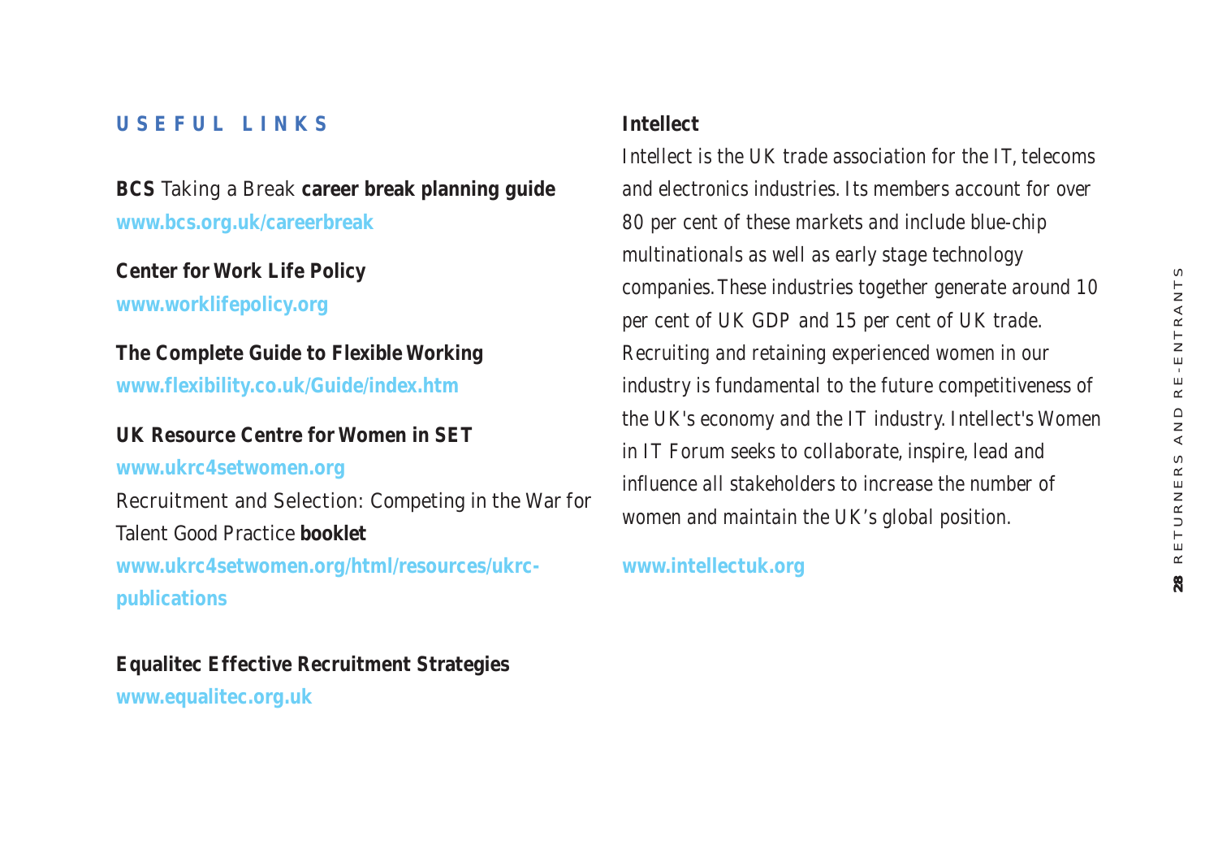## USEFUL LINKS

**BCS** Taking a Break **career break planning guide**
**www.bcs.org.uk/careerbreak**

**Center for Work Life Policy**
**www.worklifepolicy.org**

**The Complete Guide to Flexible Working**
**www.flexibility.co.uk/Guide/index.htm**

**UK Resource Centre for Women in SET**
**www.ukrc4setwomen.org**
Recruitment and Selection: Competing in the War for Talent Good Practice **booklet**
**www.ukrc4setwomen.org/html/resources/ukrc-publications**

**Equalitec Effective Recruitment Strategies**
**www.equalitec.org.uk**

**Intellect**

*Intellect is the UK trade association for the IT, telecoms and electronics industries. Its members account for over 80 per cent of these markets and include blue-chip multinationals as well as early stage technology companies. These industries together generate around 10 per cent of UK GDP and 15 per cent of UK trade. Recruiting and retaining experienced women in our industry is fundamental to the future competitiveness of the UK's economy and the IT industry. Intellect's Women in IT Forum seeks to collaborate, inspire, lead and influence all stakeholders to increase the number of women and maintain the UK's global position.*

**www.intellectuk.org**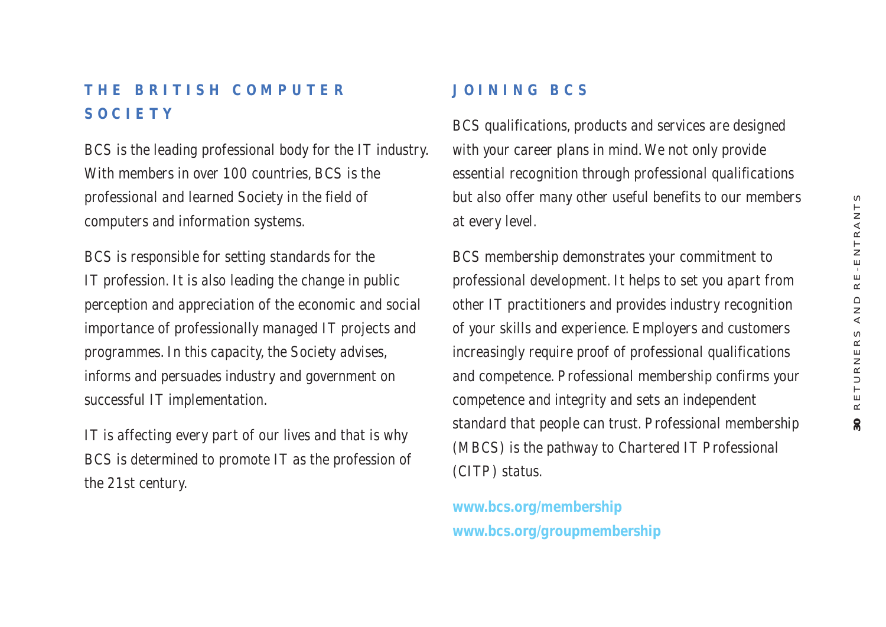## THE BRITISH COMPUTER SOCIETY

BCS is the leading professional body for the IT industry. With members in over 100 countries, BCS is the professional and learned Society in the field of computers and information systems.

BCS is responsible for setting standards for the IT profession. It is also leading the change in public perception and appreciation of the economic and social importance of professionally managed IT projects and programmes. In this capacity, the Society advises, informs and persuades industry and government on successful IT implementation.

IT is affecting every part of our lives and that is why BCS is determined to promote IT as the profession of the 21st century.

## JOINING BCS

BCS qualifications, products and services are designed with your career plans in mind. We not only provide essential recognition through professional qualifications but also offer many other useful benefits to our members at every level.

BCS membership demonstrates your commitment to professional development. It helps to set you apart from other IT practitioners and provides industry recognition of your skills and experience. Employers and customers increasingly require proof of professional qualifications and competence. Professional membership confirms your competence and integrity and sets an independent standard that people can trust. Professional membership (MBCS) is the pathway to Chartered IT Professional (CITP) status.

**www.bcs.org/membership**
**www.bcs.org/groupmembership**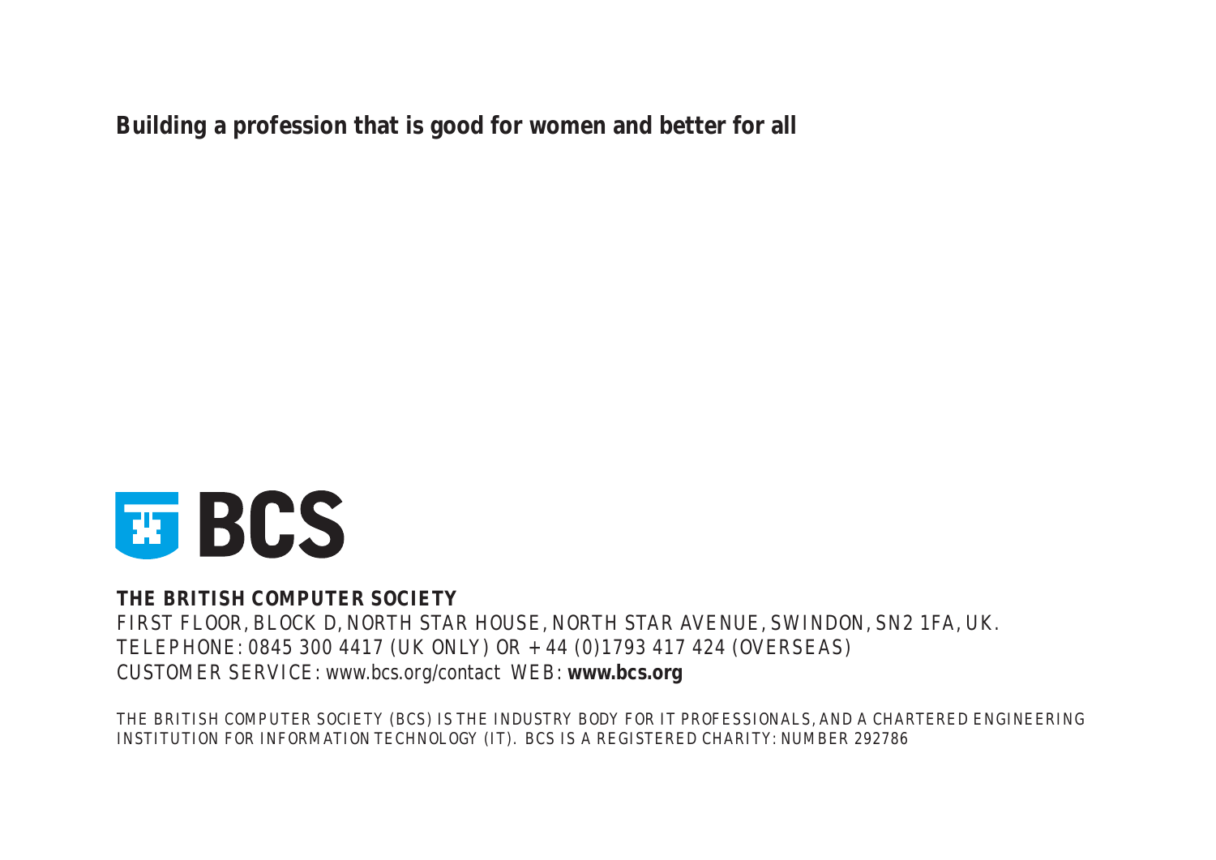**Building a profession that is good for women and better for all**

BCS

**THE BRITISH COMPUTER SOCIETY**
FIRST FLOOR, BLOCK D, NORTH STAR HOUSE, NORTH STAR AVENUE, SWINDON, SN2 1FA, UK.
TELEPHONE: 0845 300 4417 (UK ONLY) OR + 44 (0)1793 417 424 (OVERSEAS)
CUSTOMER SERVICE: www.bcs.org/contact WEB: **www.bcs.org**

THE BRITISH COMPUTER SOCIETY (BCS) IS THE INDUSTRY BODY FOR IT PROFESSIONALS, AND A CHARTERED ENGINEERING INSTITUTION FOR INFORMATION TECHNOLOGY (IT). BCS IS A REGISTERED CHARITY: NUMBER 292786